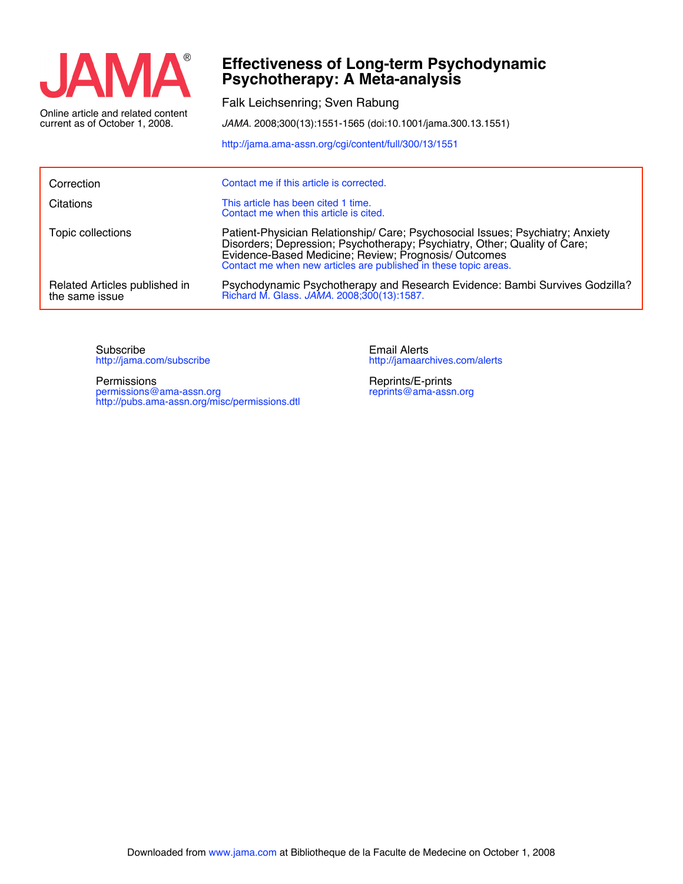JAMA®

Online article and related content current as of October 1, 2008.

# Effectiveness of Long-term Psychodynamic Psychotherapy: A Meta-analysis

Falk Leichsenring; Sven Rabung

*JAMA.* 2008;300(13):1551-1565 (doi:10.1001/jama.300.13.1551)

http://jama.ama-assn.org/cgi/content/full/300/13/1551

| | |
|---|---|
| Correction | Contact me if this article is corrected. |
| Citations | This article has been cited 1 time. Contact me when this article is cited. |
| Topic collections | Patient-Physician Relationship/ Care; Psychosocial Issues; Psychiatry; Anxiety Disorders; Depression; Psychotherapy; Psychiatry, Other; Quality of Care; Evidence-Based Medicine; Review; Prognosis/ Outcomes. Contact me when new articles are published in these topic areas. |
| Related Articles published in the same issue | Psychodynamic Psychotherapy and Research Evidence: Bambi Survives Godzilla? Richard M. Glass. *JAMA.* 2008;300(13):1587. |

Subscribe
http://jama.com/subscribe

Permissions
permissions@ama-assn.org
http://pubs.ama-assn.org/misc/permissions.dtl

Email Alerts
http://jamaarchives.com/alerts

Reprints/E-prints
reprints@ama-assn.org

Downloaded from www.jama.com at Bibliotheque de la Faculte de Medecine on October 1, 2008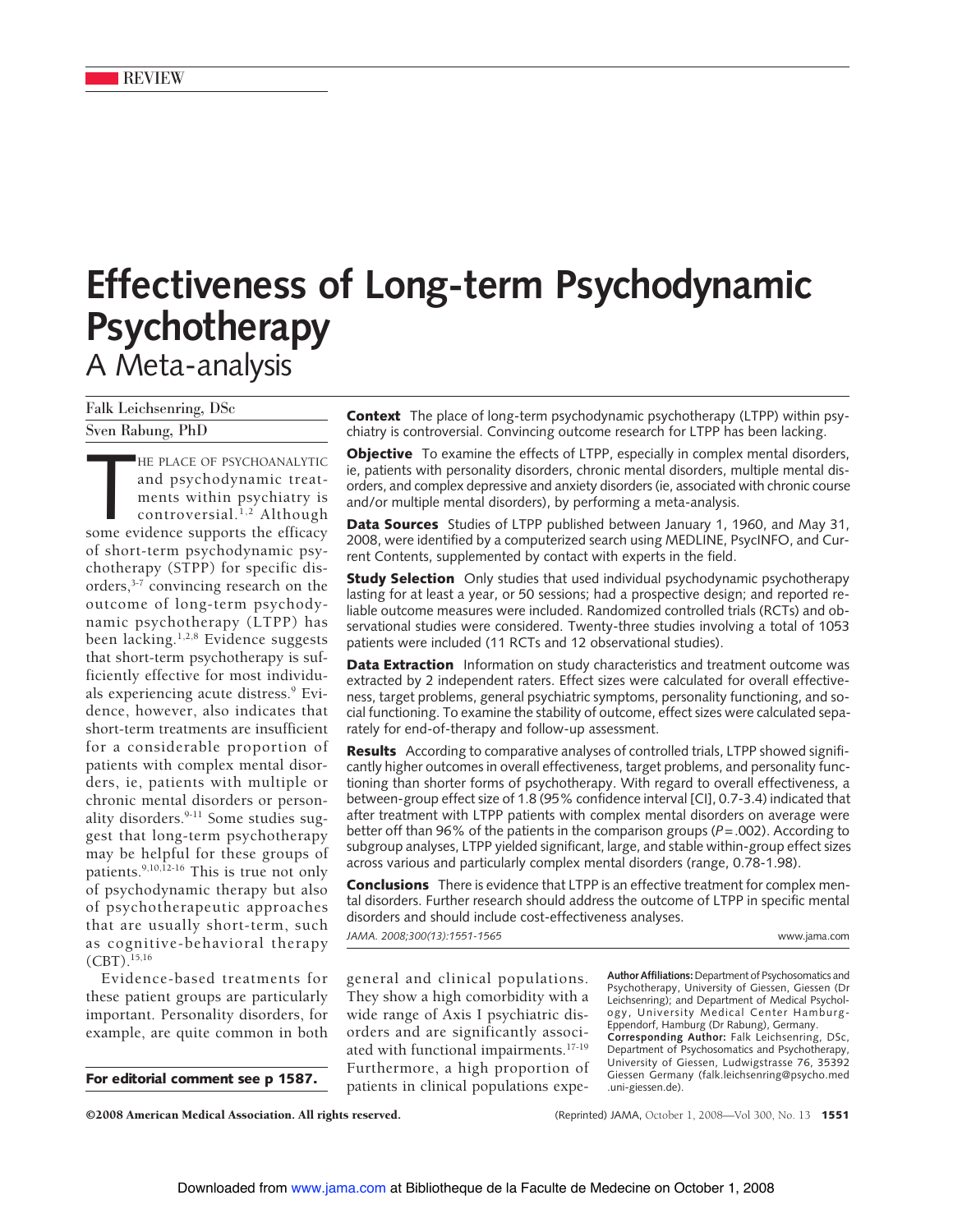REVIEW

# Effectiveness of Long-term Psychodynamic Psychotherapy

## A Meta-analysis

Falk Leichsenring, DSc

Sven Rabung, PhD

**Context** The place of long-term psychodynamic psychotherapy (LTPP) within psychiatry is controversial. Convincing outcome research for LTPP has been lacking.

**Objective** To examine the effects of LTPP, especially in complex mental disorders, ie, patients with personality disorders, chronic mental disorders, multiple mental disorders, and complex depressive and anxiety disorders (ie, associated with chronic course and/or multiple mental disorders), by performing a meta-analysis.

**Data Sources** Studies of LTPP published between January 1, 1960, and May 31, 2008, were identified by a computerized search using MEDLINE, PsycINFO, and Current Contents, supplemented by contact with experts in the field.

**Study Selection** Only studies that used individual psychodynamic psychotherapy lasting for at least a year, or 50 sessions; had a prospective design; and reported reliable outcome measures were included. Randomized controlled trials (RCTs) and observational studies were considered. Twenty-three studies involving a total of 1053 patients were included (11 RCTs and 12 observational studies).

**Data Extraction** Information on study characteristics and treatment outcome was extracted by 2 independent raters. Effect sizes were calculated for overall effectiveness, target problems, general psychiatric symptoms, personality functioning, and social functioning. To examine the stability of outcome, effect sizes were calculated separately for end-of-therapy and follow-up assessment.

**Results** According to comparative analyses of controlled trials, LTPP showed significantly higher outcomes in overall effectiveness, target problems, and personality functioning than shorter forms of psychotherapy. With regard to overall effectiveness, a between-group effect size of 1.8 (95% confidence interval [CI], 0.7-3.4) indicated that after treatment with LTPP patients with complex mental disorders on average were better off than 96% of the patients in the comparison groups ($P=.002$). According to subgroup analyses, LTPP yielded significant, large, and stable within-group effect sizes across various and particularly complex mental disorders (range, 0.78-1.98).

**Conclusions** There is evidence that LTPP is an effective treatment for complex mental disorders. Further research should address the outcome of LTPP in specific mental disorders and should include cost-effectiveness analyses.

*JAMA. 2008;300(13):1551-1565* www.jama.com

THE PLACE OF PSYCHOANALYTIC and psychodynamic treatments within psychiatry is controversial.[1,2] Although some evidence supports the efficacy of short-term psychodynamic psychotherapy (STPP) for specific disorders,[3-7] convincing research on the outcome of long-term psychodynamic psychotherapy (LTPP) has been lacking.[1,2,8] Evidence suggests that short-term psychotherapy is sufficiently effective for most individuals experiencing acute distress.[9] Evidence, however, also indicates that short-term treatments are insufficient for a considerable proportion of patients with complex mental disorders, ie, patients with multiple or chronic mental disorders or personality disorders.[9-11] Some studies suggest that long-term psychotherapy may be helpful for these groups of patients.[9,10,12-16] This is true not only of psychodynamic therapy but also of psychotherapeutic approaches that are usually short-term, such as cognitive-behavioral therapy (CBT).[15,16]

Evidence-based treatments for these patient groups are particularly important. Personality disorders, for example, are quite common in both general and clinical populations. They show a high comorbidity with a wide range of Axis I psychiatric disorders and are significantly associated with functional impairments.[17-19] Furthermore, a high proportion of patients in clinical populations expe-

**For editorial comment see p 1587.**

**Author Affiliations:** Department of Psychosomatics and Psychotherapy, University of Giessen, Giessen (Dr Leichsenring); and Department of Medical Psychology, University Medical Center Hamburg-Eppendorf, Hamburg (Dr Rabung), Germany.

**Corresponding Author:** Falk Leichsenring, DSc, Department of Psychosomatics and Psychotherapy, University of Giessen, Ludwigstrasse 76, 35392 Giessen Germany (falk.leichsenring@psycho.med.uni-giessen.de).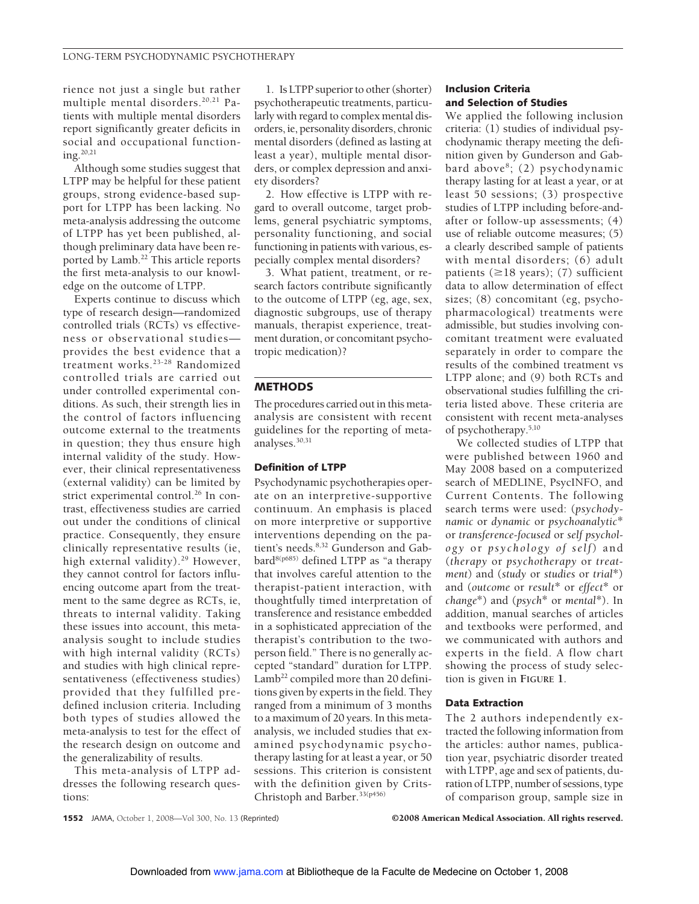rience not just a single but rather multiple mental disorders.[20,21] Patients with multiple mental disorders report significantly greater deficits in social and occupational functioning.[20,21]

Although some studies suggest that LTPP may be helpful for these patient groups, strong evidence-based support for LTPP has been lacking. No meta-analysis addressing the outcome of LTPP has yet been published, although preliminary data have been reported by Lamb.[22] This article reports the first meta-analysis to our knowledge on the outcome of LTPP.

Experts continue to discuss which type of research design—randomized controlled trials (RCTs) vs effectiveness or observational studies—provides the best evidence that a treatment works.[23-28] Randomized controlled trials are carried out under controlled experimental conditions. As such, their strength lies in the control of factors influencing outcome external to the treatments in question; they thus ensure high internal validity of the study. However, their clinical representativeness (external validity) can be limited by strict experimental control.[26] In contrast, effectiveness studies are carried out under the conditions of clinical practice. Consequently, they ensure clinically representative results (ie, high external validity).[29] However, they cannot control for factors influencing outcome apart from the treatment to the same degree as RCTs, ie, threats to internal validity. Taking these issues into account, this meta-analysis sought to include studies with high internal validity (RCTs) and studies with high clinical representativeness (effectiveness studies) provided that they fulfilled predefined inclusion criteria. Including both types of studies allowed the meta-analysis to test for the effect of the research design on outcome and the generalizability of results.

This meta-analysis of LTPP addresses the following research questions:

1. Is LTPP superior to other (shorter) psychotherapeutic treatments, particularly with regard to complex mental disorders, ie, personality disorders, chronic mental disorders (defined as lasting at least a year), multiple mental disorders, or complex depression and anxiety disorders?

2. How effective is LTPP with regard to overall outcome, target problems, general psychiatric symptoms, personality functioning, and social functioning in patients with various, especially complex mental disorders?

3. What patient, treatment, or research factors contribute significantly to the outcome of LTPP (eg, age, sex, diagnostic subgroups, use of therapy manuals, therapist experience, treatment duration, or concomitant psychotropic medication)?

## METHODS

The procedures carried out in this meta-analysis are consistent with recent guidelines for the reporting of meta-analyses.[30,31]

### Definition of LTPP

Psychodynamic psychotherapies operate on an interpretive-supportive continuum. An emphasis is placed on more interpretive or supportive interventions depending on the patient's needs.[8,32] Gunderson and Gabbard[8(p685)] defined LTPP as "a therapy that involves careful attention to the therapist-patient interaction, with thoughtfully timed interpretation of transference and resistance embedded in a sophisticated appreciation of the therapist's contribution to the two-person field." There is no generally accepted "standard" duration for LTPP. Lamb[22] compiled more than 20 definitions given by experts in the field. They ranged from a minimum of 3 months to a maximum of 20 years. In this meta-analysis, we included studies that examined psychodynamic psychotherapy lasting for at least a year, or 50 sessions. This criterion is consistent with the definition given by Crits-Christoph and Barber.[33(p456)]

### Inclusion Criteria and Selection of Studies

We applied the following inclusion criteria: (1) studies of individual psychodynamic therapy meeting the definition given by Gunderson and Gabbard above[8]; (2) psychodynamic therapy lasting for at least a year, or at least 50 sessions; (3) prospective studies of LTPP including before-and-after or follow-up assessments; (4) use of reliable outcome measures; (5) a clearly described sample of patients with mental disorders; (6) adult patients (≥18 years); (7) sufficient data to allow determination of effect sizes; (8) concomitant (eg, psychopharmacological) treatments were admissible, but studies involving concomitant treatment were evaluated separately in order to compare the results of the combined treatment vs LTPP alone; and (9) both RCTs and observational studies fulfilling the criteria listed above. These criteria are consistent with recent meta-analyses of psychotherapy.[5,10]

We collected studies of LTPP that were published between 1960 and May 2008 based on a computerized search of MEDLINE, PsycINFO, and Current Contents. The following search terms were used: (*psychodynamic* or *dynamic* or *psychoanalytic\** or *transference-focused* or *self psychology* or *psychology of self*) and (*therapy* or *psychotherapy* or *treatment*) and (*study* or *studies* or *trial\**) and (*outcome* or *result\** or *effect\** or *change\**) and (*psych\** or *mental\**). In addition, manual searches of articles and textbooks were performed, and we communicated with authors and experts in the field. A flow chart showing the process of study selection is given in FIGURE 1.

### Data Extraction

The 2 authors independently extracted the following information from the articles: author names, publication year, psychiatric disorder treated with LTPP, age and sex of patients, duration of LTPP, number of sessions, type of comparison group, sample size in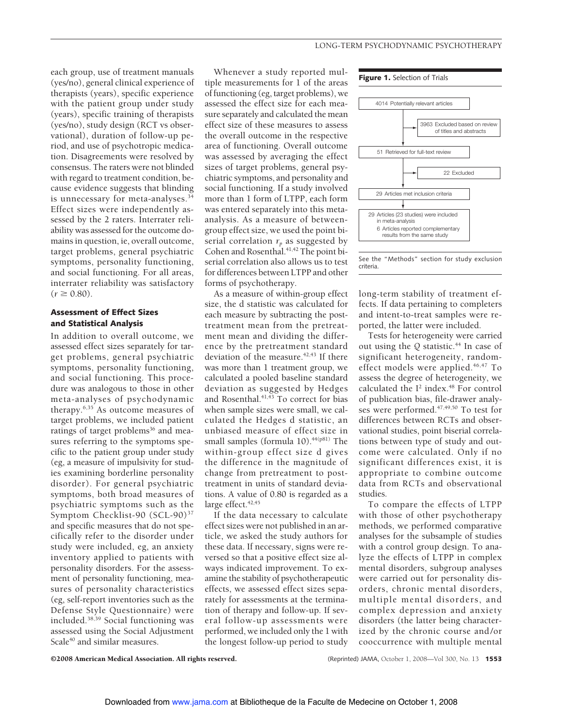each group, use of treatment manuals (yes/no), general clinical experience of therapists (years), specific experience with the patient group under study (years), specific training of therapists (yes/no), study design (RCT vs observational), duration of follow-up period, and use of psychotropic medication. Disagreements were resolved by consensus. The raters were not blinded with regard to treatment condition, because evidence suggests that blinding is unnecessary for meta-analyses.[34] Effect sizes were independently assessed by the 2 raters. Interrater reliability was assessed for the outcome domains in question, ie, overall outcome, target problems, general psychiatric symptoms, personality functioning, and social functioning. For all areas, interrater reliability was satisfactory ($r \geq 0.80$).

### Assessment of Effect Sizes and Statistical Analysis

In addition to overall outcome, we assessed effect sizes separately for target problems, general psychiatric symptoms, personality functioning, and social functioning. This procedure was analogous to those in other meta-analyses of psychodynamic therapy.[6,35] As outcome measures of target problems, we included patient ratings of target problems[36] and measures referring to the symptoms specific to the patient group under study (eg, a measure of impulsivity for studies examining borderline personality disorder). For general psychiatric symptoms, both broad measures of psychiatric symptoms such as the Symptom Checklist-90 (SCL-90)[37] and specific measures that do not specifically refer to the disorder under study were included, eg, an anxiety inventory applied to patients with personality disorders. For the assessment of personality functioning, measures of personality characteristics (eg, self-report inventories such as the Defense Style Questionnaire) were included.[38,39] Social functioning was assessed using the Social Adjustment Scale[40] and similar measures.

Whenever a study reported multiple measurements for 1 of the areas of functioning (eg, target problems), we assessed the effect size for each measure separately and calculated the mean effect size of these measures to assess the overall outcome in the respective area of functioning. Overall outcome was assessed by averaging the effect sizes of target problems, general psychiatric symptoms, and personality and social functioning. If a study involved more than 1 form of LTPP, each form was entered separately into this meta-analysis. As a measure of between-group effect size, we used the point biserial correlation $r_p$ as suggested by Cohen and Rosenthal.[41,42] The point biserial correlation also allows us to test for differences between LTPP and other forms of psychotherapy.

As a measure of within-group effect size, the d statistic was calculated for each measure by subtracting the posttreatment mean from the pretreatment mean and dividing the difference by the pretreatment standard deviation of the measure.[42,43] If there was more than 1 treatment group, we calculated a pooled baseline standard deviation as suggested by Hedges and Rosenthal.[41,43] To correct for bias when sample sizes were small, we calculated the Hedges d statistic, an unbiased measure of effect size in small samples (formula 10).[44(p81)] The within-group effect size d gives the difference in the magnitude of change from pretreatment to posttreatment in units of standard deviations. A value of 0.80 is regarded as a large effect.[42,45]

If the data necessary to calculate effect sizes were not published in an article, we asked the study authors for these data. If necessary, signs were reversed so that a positive effect size always indicated improvement. To examine the stability of psychotherapeutic effects, we assessed effect sizes separately for assessments at the termination of therapy and follow-up. If several follow-up assessments were performed, we included only the 1 with the longest follow-up period to study long-term stability of treatment effects. If data pertaining to completers and intent-to-treat samples were reported, the latter were included.

Tests for heterogeneity were carried out using the $Q$ statistic.[44] In case of significant heterogeneity, random-effect models were applied.[46,47] To assess the degree of heterogeneity, we calculated the $I^2$ index.[48] For control of publication bias, file-drawer analyses were performed.[47,49,50] To test for differences between RCTs and observational studies, point biserial correlations between type of study and outcome were calculated. Only if no significant differences exist, it is appropriate to combine outcome data from RCTs and observational studies.

To compare the effects of LTPP with those of other psychotherapy methods, we performed comparative analyses for the subsample of studies with a control group design. To analyze the effects of LTPP in complex mental disorders, subgroup analyses were carried out for personality disorders, chronic mental disorders, multiple mental disorders, and complex depression and anxiety disorders (the latter being characterized by the chronic course and/or cooccurrence with multiple mental

**Figure 1.** Selection of Trials

```
4014 Potentially relevant articles
   │
   ├──→ 3963 Excluded based on review of titles and abstracts
   ↓
51 Retrieved for full-text review
   │
   ├──→ 22 Excluded
   ↓
29 Articles met inclusion criteria
   ↓
29 Articles (23 studies) were included in meta-analysis
   6 Articles reported complementary results from the same study
```

See the "Methods" section for study exclusion criteria.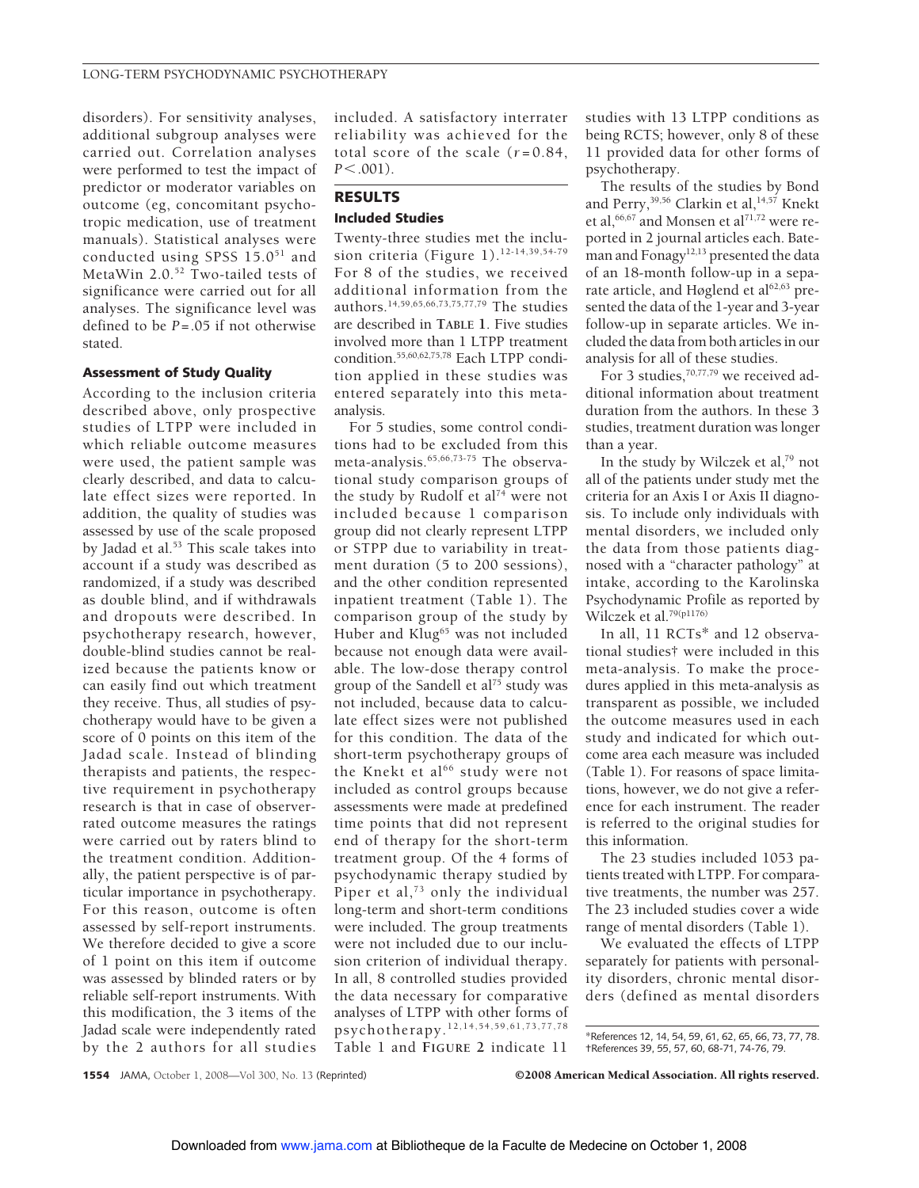disorders). For sensitivity analyses, additional subgroup analyses were carried out. Correlation analyses were performed to test the impact of predictor or moderator variables on outcome (eg, concomitant psychotropic medication, use of treatment manuals). Statistical analyses were conducted using SPSS 15.0[51] and MetaWin 2.0.[52] Two-tailed tests of significance were carried out for all analyses. The significance level was defined to be $P=.05$ if not otherwise stated.

### Assessment of Study Quality

According to the inclusion criteria described above, only prospective studies of LTPP were included in which reliable outcome measures were used, the patient sample was clearly described, and data to calculate effect sizes were reported. In addition, the quality of studies was assessed by use of the scale proposed by Jadad et al.[53] This scale takes into account if a study was described as randomized, if a study was described as double blind, and if withdrawals and dropouts were described. In psychotherapy research, however, double-blind studies cannot be realized because the patients know or can easily find out which treatment they receive. Thus, all studies of psychotherapy would have to be given a score of 0 points on this item of the Jadad scale. Instead of blinding therapists and patients, the respective requirement in psychotherapy research is that in case of observer-rated outcome measures the ratings were carried out by raters blind to the treatment condition. Additionally, the patient perspective is of particular importance in psychotherapy. For this reason, outcome is often assessed by self-report instruments. We therefore decided to give a score of 1 point on this item if outcome was assessed by blinded raters or by reliable self-report instruments. With this modification, the 3 items of the Jadad scale were independently rated by the 2 authors for all studies included. A satisfactory interrater reliability was achieved for the total score of the scale ($r=0.84$, $P<.001$).

## RESULTS

### Included Studies

Twenty-three studies met the inclusion criteria (Figure 1).[12-14,39,54-79] For 8 of the studies, we received additional information from the authors.[14,59,65,66,73,75,77,79] The studies are described in **TABLE 1**. Five studies involved more than 1 LTPP treatment condition.[55,60,62,75,78] Each LTPP condition applied in these studies was entered separately into this meta-analysis.

For 5 studies, some control conditions had to be excluded from this meta-analysis.[65,66,73-75] The observational study comparison groups of the study by Rudolf et al[74] were not included because 1 comparison group did not clearly represent LTPP or STPP due to variability in treatment duration (5 to 200 sessions), and the other condition represented inpatient treatment (Table 1). The comparison group of the study by Huber and Klug[65] was not included because not enough data were available. The low-dose therapy control group of the Sandell et al[75] study was not included, because data to calculate effect sizes were not published for this condition. The data of the short-term psychotherapy groups of the Knekt et al[66] study were not included as control groups because assessments were made at predefined time points that did not represent end of therapy for the short-term treatment group. Of the 4 forms of psychodynamic therapy studied by Piper et al,[73] only the individual long-term and short-term conditions were included. The group treatments were not included due to our inclusion criterion of individual therapy. In all, 8 controlled studies provided the data necessary for comparative analyses of LTPP with other forms of psychotherapy.[12,14,54,59,61,73,77,78] Table 1 and **FIGURE 2** indicate 11 studies with 13 LTPP conditions as being RCTS; however, only 8 of these 11 provided data for other forms of psychotherapy.

The results of the studies by Bond and Perry,[39,56] Clarkin et al,[14,57] Knekt et al,[66,67] and Monsen et al[71,72] were reported in 2 journal articles each. Bateman and Fonagy[12,13] presented the data of an 18-month follow-up in a separate article, and Høglend et al[62,63] presented the data of the 1-year and 3-year follow-up in separate articles. We included the data from both articles in our analysis for all of these studies.

For 3 studies,[70,77,79] we received additional information about treatment duration from the authors. In these 3 studies, treatment duration was longer than a year.

In the study by Wilczek et al,[79] not all of the patients under study met the criteria for an Axis I or Axis II diagnosis. To include only individuals with mental disorders, we included only the data from those patients diagnosed with a "character pathology" at intake, according to the Karolinska Psychodynamic Profile as reported by Wilczek et al.[79(p1176)]

In all, 11 RCTs* and 12 observational studies† were included in this meta-analysis. To make the procedures applied in this meta-analysis as transparent as possible, we included the outcome measures used in each study and indicated for which outcome area each measure was included (Table 1). For reasons of space limitations, however, we do not give a reference for each instrument. The reader is referred to the original studies for this information.

The 23 studies included 1053 patients treated with LTPP. For comparative treatments, the number was 257. The 23 included studies cover a wide range of mental disorders (Table 1).

We evaluated the effects of LTPP separately for patients with personality disorders, chronic mental disorders (defined as mental disorders

*References 12, 14, 54, 59, 61, 62, 65, 66, 73, 77, 78.
†References 39, 55, 57, 60, 68-71, 74-76, 79.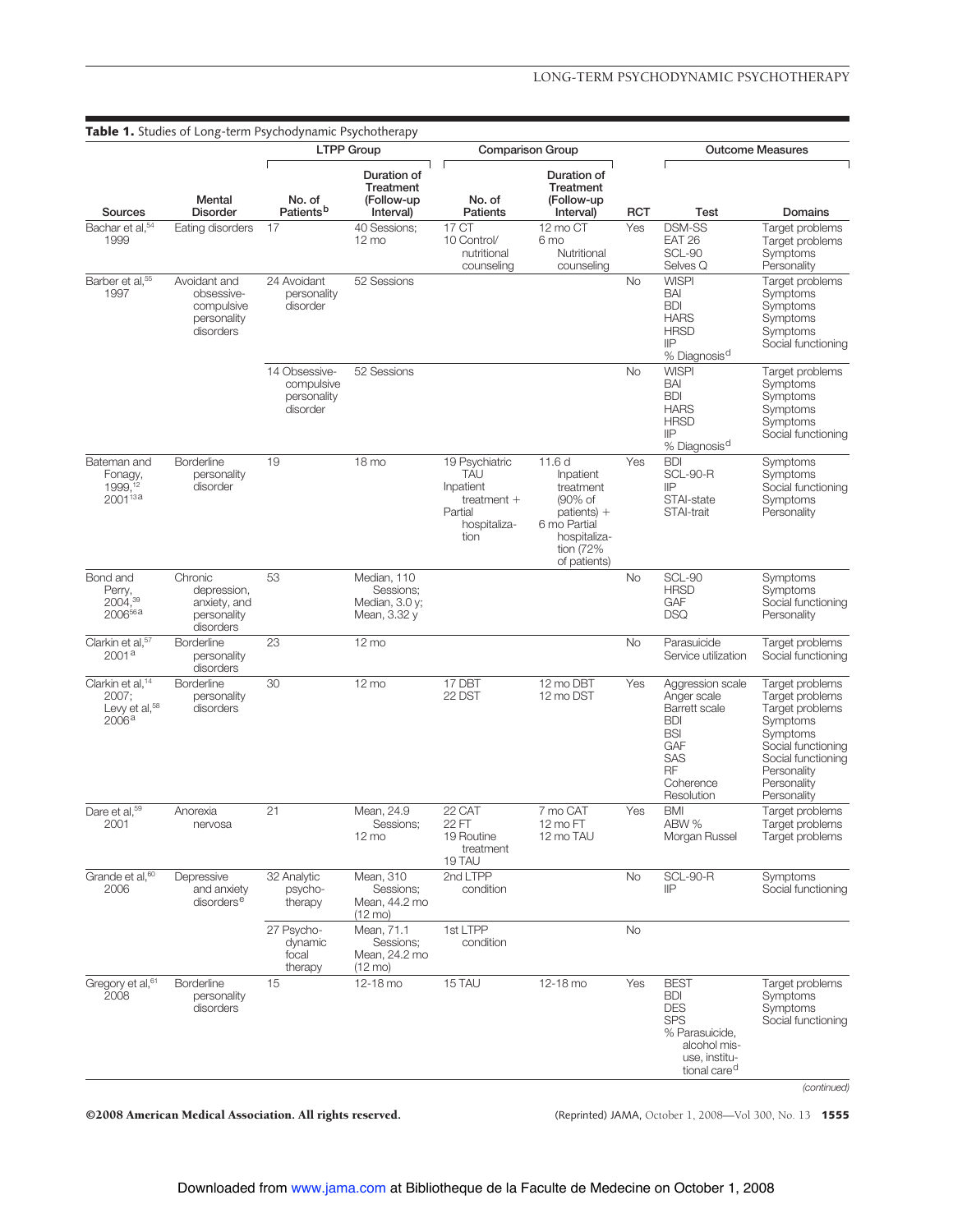**Table 1.** Studies of Long-term Psychodynamic Psychotherapy

| | | LTPP Group | | Comparison Group | | | Outcome Measures | |
|---|---|---|---|---|---|---|---|---|
| Sources | Mental Disorder | No. of Patients[b] | Duration of Treatment (Follow-up Interval) | No. of Patients | Duration of Treatment (Follow-up Interval) | RCT | Test | Domains |
| Bachar et al,[54] 1999 | Eating disorders | 17 | 40 Sessions; 12 mo | 17 CT<br>10 Control/ nutritional counseling | 12 mo CT<br>6 mo Nutritional counseling | Yes | DSM-SS<br>EAT 26<br>SCL-90<br>Selves Q | Target problems<br>Target problems<br>Symptoms<br>Personality |
| Barber et al,[55] 1997 | Avoidant and obsessive-compulsive personality disorders | 24 Avoidant personality disorder | 52 Sessions | | | No | WISPI<br>BAI<br>BDI<br>HARS<br>HRSD<br>IIP<br>% Diagnosis[d] | Target problems<br>Symptoms<br>Symptoms<br>Symptoms<br>Symptoms<br>Social functioning |
| | | 14 Obsessive-compulsive personality disorder | 52 Sessions | | | No | WISPI<br>BAI<br>BDI<br>HARS<br>HRSD<br>IIP<br>% Diagnosis[d] | Target problems<br>Symptoms<br>Symptoms<br>Symptoms<br>Symptoms<br>Social functioning |
| Bateman and Fonagy, 1999,[12] 2001[13a] | Borderline personality disorder | 19 | 18 mo | 19 Psychiatric TAU Inpatient treatment + Partial hospitalization | 11.6 d Inpatient treatment (90% of patients) + 6 mo Partial hospitalization (72% of patients) | Yes | BDI<br>SCL-90-R<br>IIP<br>STAI-state<br>STAI-trait | Symptoms<br>Symptoms<br>Social functioning<br>Symptoms<br>Personality |
| Bond and Perry, 2004,[39] 2006[56a] | Chronic depression, anxiety, and personality disorders | 53 | Median, 110 Sessions; Median, 3.0 y; Mean, 3.32 y | | | No | SCL-90<br>HRSD<br>GAF<br>DSQ | Symptoms<br>Symptoms<br>Social functioning<br>Personality |
| Clarkin et al,[57] 2001[a] | Borderline personality disorders | 23 | 12 mo | | | No | Parasuicide<br>Service utilization | Target problems<br>Social functioning |
| Clarkin et al,[14] 2007; Levy et al,[58] 2006[a] | Borderline personality disorders | 30 | 12 mo | 17 DBT<br>22 DST | 12 mo DBT<br>12 mo DST | Yes | Aggression scale<br>Anger scale<br>Barrett scale<br>BDI<br>BSI<br>GAF<br>SAS<br>RF<br>Coherence<br>Resolution | Target problems<br>Target problems<br>Target problems<br>Symptoms<br>Symptoms<br>Social functioning<br>Social functioning<br>Personality<br>Personality<br>Personality |
| Dare et al,[59] 2001 | Anorexia nervosa | 21 | Mean, 24.9 Sessions; 12 mo | 22 CAT<br>22 FT<br>19 Routine treatment<br>19 TAU | 7 mo CAT<br>12 mo FT<br>12 mo TAU | Yes | BMI<br>ABW %<br>Morgan Russel | Target problems<br>Target problems<br>Target problems |
| Grande et al,[60] 2006 | Depressive and anxiety disorders[e] | 32 Analytic psychotherapy | Mean, 310 Sessions; Mean, 44.2 mo (12 mo) | 2nd LTPP condition | | No | SCL-90-R<br>IIP | Symptoms<br>Social functioning |
| | | 27 Psychodynamic focal therapy | Mean, 71.1 Sessions; Mean, 24.2 mo (12 mo) | 1st LTPP condition | | No | | |
| Gregory et al,[61] 2008 | Borderline personality disorders | 15 | 12-18 mo | 15 TAU | 12-18 mo | Yes | BEST<br>BDI<br>DES<br>SPS<br>% Parasuicide, alcohol misuse, institutional care[d] | Target problems<br>Symptoms<br>Symptoms<br>Social functioning |

*(continued)*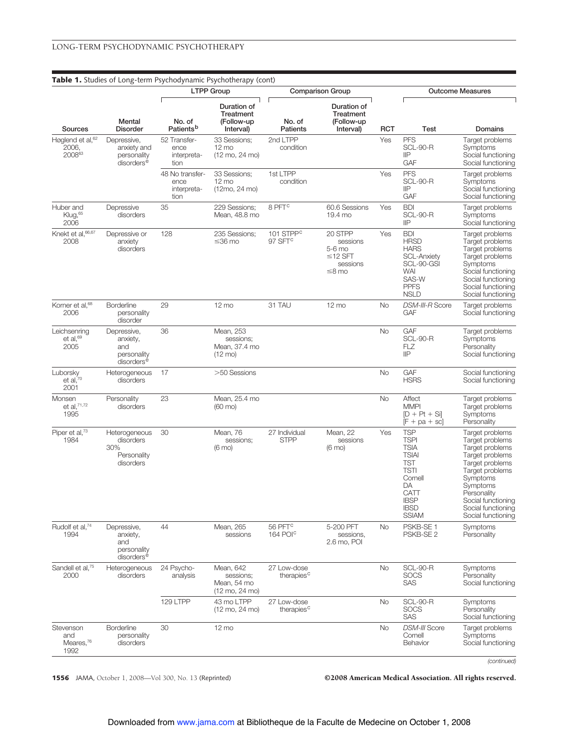**Table 1.** Studies of Long-term Psychodynamic Psychotherapy (cont)

| | | LTPP Group | | Comparison Group | | | Outcome Measures | |
|---|---|---|---|---|---|---|---|---|
| Sources | Mental Disorder | No. of Patients[b] | Duration of Treatment (Follow-up Interval) | No. of Patients | Duration of Treatment (Follow-up Interval) | RCT | Test | Domains |
| Høglend et al,[62] 2006, 2008[63] | Depressive, anxiety and personality disorders[e] | 52 Transference interpretation | 33 Sessions; 12 mo (12 mo, 24 mo) | 2nd LTPP condition | | Yes | PFS<br>SCL-90-R<br>IIP<br>GAF | Target problems<br>Symptoms<br>Social functioning<br>Social functioning |
| | | 48 No transference interpretation | 33 Sessions; 12 mo (12mo, 24 mo) | 1st LTPP condition | | Yes | PFS<br>SCL-90-R<br>IIP<br>GAF | Target problems<br>Symptoms<br>Social functioning<br>Social functioning |
| Huber and Klug,[65] 2006 | Depressive disorders | 35 | 229 Sessions; Mean, 48.8 mo | 8 PFT[c] | 60.6 Sessions 19.4 mo | Yes | BDI<br>SCL-90-R<br>IIP | Target problems<br>Symptoms<br>Social functioning |
| Knekt et al,[66,67] 2008 | Depressive or anxiety disorders | 128 | 235 Sessions; ≤36 mo | 101 STPP[c]<br>97 SFT[c] | 20 STPP sessions 5-6 mo<br>≤12 SFT sessions ≤8 mo | Yes | BDI<br>HRSD<br>HARS<br>SCL-Anxiety<br>SCL-90-GSI<br>WAI<br>SAS-W<br>PPFS<br>NSLD | Target problems<br>Target problems<br>Target problems<br>Target problems<br>Symptoms<br>Social functioning<br>Social functioning<br>Social functioning<br>Social functioning |
| Korner et al,[68] 2006 | Borderline personality disorder | 29 | 12 mo | 31 TAU | 12 mo | No | *DSM-III-R* Score<br>GAF | Target problems<br>Social functioning |
| Leichsenring et al,[69] 2005 | Depressive, anxiety, and personality disorders[e] | 36 | Mean, 253 sessions; Mean, 37.4 mo (12 mo) | | | No | GAF<br>SCL-90-R<br>FLZ<br>IIP | Target problems<br>Symptoms<br>Personality<br>Social functioning |
| Luborsky et al,[70] 2001 | Heterogeneous disorders | 17 | >50 Sessions | | | No | GAF<br>HSRS | Social functioning<br>Social functioning |
| Monsen et al,[71,72] 1995 | Personality disorders | 23 | Mean, 25.4 mo (60 mo) | | | No | Affect<br>MMPI<br>[D + Pt + Si]<br>[F + pa + sc] | Target problems<br>Target problems<br>Symptoms<br>Personality |
| Piper et al,[73] 1984 | Heterogeneous disorders 30% Personality disorders | 30 | Mean, 76 sessions; (6 mo) | 27 Individual STPP | Mean, 22 sessions (6 mo) | Yes | TSP<br>TSPI<br>TSIA<br>TSIAI<br>TST<br>TSTI<br>Cornell<br>DA<br>CATT<br>IBSP<br>IBSD<br>SSIAM | Target problems<br>Target problems<br>Target problems<br>Target problems<br>Target problems<br>Target problems<br>Symptoms<br>Symptoms<br>Personality<br>Social functioning<br>Social functioning<br>Social functioning |
| Rudolf et al,[74] 1994 | Depressive, anxiety, and personality disorders[e] | 44 | Mean, 265 sessions | 56 PFT[c]<br>164 POI[c] | 5-200 PFT sessions, 2.6 mo, POI | No | PSKB-SE 1<br>PSKB-SE 2 | Symptoms<br>Personality |
| Sandell et al,[75] 2000 | Heterogeneous disorders | 24 Psychoanalysis | Mean, 642 sessions; Mean, 54 mo (12 mo, 24 mo) | 27 Low-dose therapies[c] | | No | SCL-90-R<br>SOCS<br>SAS | Symptoms<br>Personality<br>Social functioning |
| | | 129 LTPP | 43 mo LTPP (12 mo, 24 mo) | 27 Low-dose therapies[c] | | No | SCL-90-R<br>SOCS<br>SAS | Symptoms<br>Personality<br>Social functioning |
| Stevenson and Meares,[76] 1992 | Borderline personality disorders | 30 | 12 mo | | | No | *DSM-III* Score<br>Cornell<br>Behavior | Target problems<br>Symptoms<br>Social functioning |

*(continued)*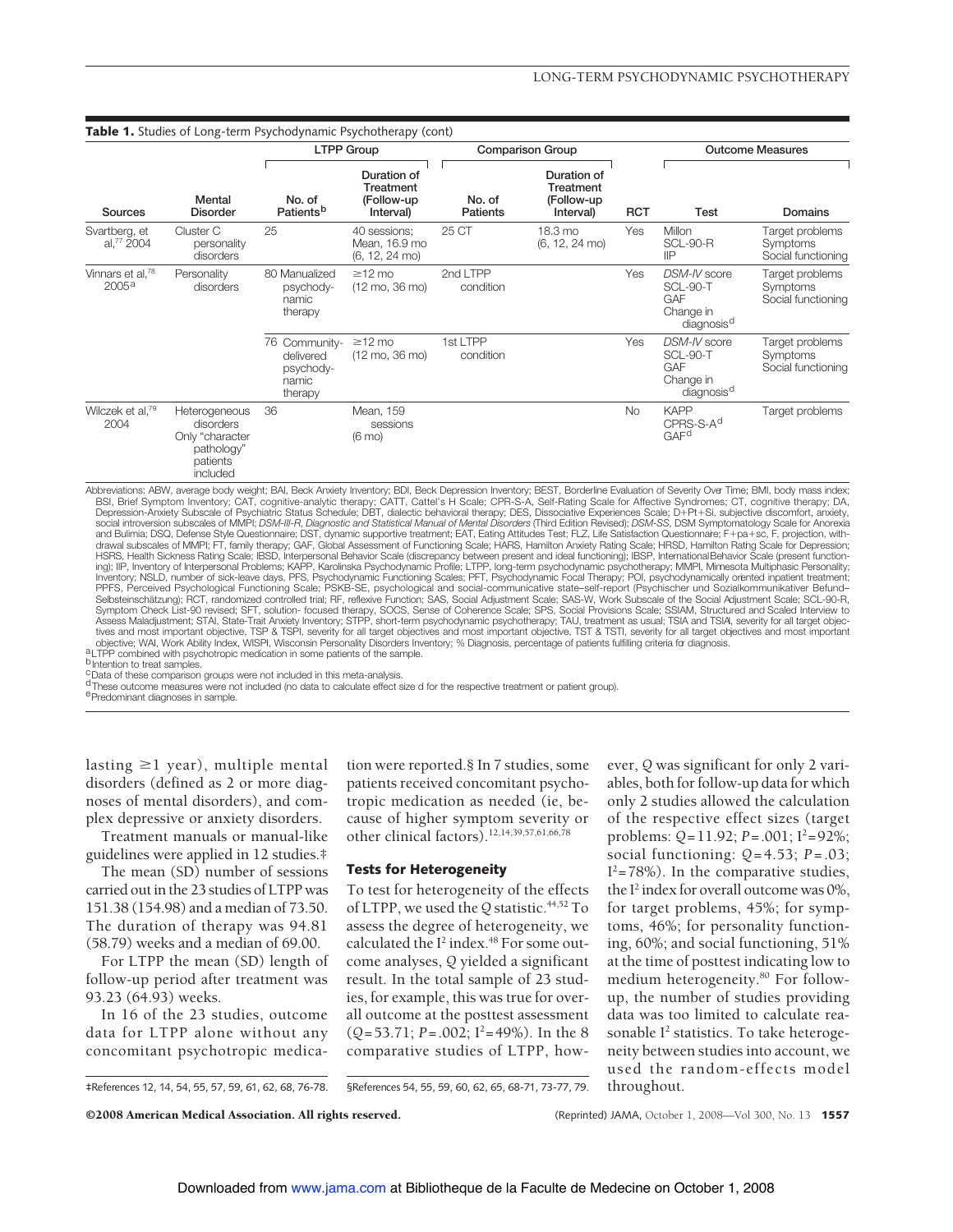**Table 1.** Studies of Long-term Psychodynamic Psychotherapy (cont)

| | | LTPP Group | | Comparison Group | | | Outcome Measures | |
|---|---|---|---|---|---|---|---|---|
| Sources | Mental Disorder | No. of Patients[b] | Duration of Treatment (Follow-up Interval) | No. of Patients | Duration of Treatment (Follow-up Interval) | RCT | Test | Domains |
| Svartberg, et al,[77] 2004 | Cluster C personality disorders | 25 | 40 sessions; Mean, 16.9 mo (6, 12, 24 mo) | 25 CT | 18.3 mo (6, 12, 24 mo) | Yes | Millon SCL-90-R IIP | Target problems Symptoms Social functioning |
| Vinnars et al,[78] 2005[a] | Personality disorders | 80 Manualized psychodynamic therapy | ≥12 mo (12 mo, 36 mo) | 2nd LTPP condition | | Yes | *DSM-IV* score SCL-90-T GAF Change in diagnosis[d] | Target problems Symptoms Social functioning |
| | | 76 Community-delivered psychodynamic therapy | ≥12 mo (12 mo, 36 mo) | 1st LTPP condition | | Yes | *DSM-IV* score SCL-90-T GAF Change in diagnosis[d] | Target problems Symptoms Social functioning |
| Wilczek et al,[79] 2004 | Heterogeneous disorders Only "character pathology" patients included | 36 | Mean, 159 sessions (6 mo) | | | No | KAPP CPRS-S-A[d] GAF[d] | Target problems |

Abbreviations: ABW, average body weight; BAI, Beck Anxiety Inventory; BDI, Beck Depression Inventory; BEST, Borderline Evaluation of Severity Over Time; BMI, body mass index; BSI, Brief Symptom Inventory; CAT, cognitive-analytic therapy; CATT, Cattel's H Scale; CPR-S-A, Self-Rating Scale for Affective Syndromes; CT, cognitive therapy; DA, Depression-Anxiety Subscale of Psychiatric Status Schedule; DBT, dialectic behavioral therapy; DES, Dissociative Experiences Scale; D+Pt+Si, subjective discomfort, anxiety, social introversion subscales of MMPI; *DSM-III-R*, *Diagnostic and Statistical Manual of Mental Disorders* (Third Edition Revised); *DSM-SS*, DSM Symptomatology Scale for Anorexia and Bulimia; DSQ, Defense Style Questionnaire; DST, dynamic supportive treatment; EAT, Eating Attitudes Test; FLZ, Life Satisfaction Questionnaire; F+pa+sc, F, projection, withdrawal subscales of MMPI; FT, family therapy; GAF, Global Assessment of Functioning Scale; HARS, Hamilton Anxiety Rating Scale; HRSD, Hamilton Rating Scale for Depression; HSRS, Health Sickness Rating Scale; IBSD, Interpersonal Behavior Scale (discrepancy between present and ideal functioning); IBSP, International Behavior Scale (present functioning); IIP, Inventory of Interpersonal Problems; KAPP, Karolinska Psychodynamic Profile; LTPP, long-term psychodynamic psychotherapy; MMPI, Minnesota Multiphasic Personality; Inventory; NSLD, number of sick-leave days, PFS, Psychodynamic Functioning Scales; PFT, Psychodynamic Focal Therapy; POI, psychodynamically oriented inpatient treatment; PPFS, Perceived Psychological Functioning Scale; PSKB-SE, psychological and social-communicative state–self-report (Psychischer und Sozialkommunikativer Befund–Selbsteinschätzung); RCT, randomized controlled trial; RF, reflexive Function; SAS, Social Adjustment Scale; SAS-W, Work Subscale of the Social Adjustment Scale; SCL-90-R, Symptom Check List-90 revised; SFT, solution- focused therapy, SOCS, Sense of Coherence Scale; SPS, Social Provisions Scale; SSIAM, Structured and Scaled Interview to Assess Maladjustment; STAI, State-Trait Anxiety Inventory; STPP, short-term psychodynamic psychotherapy; TAU, treatment as usual; TSIA and TSIAI, severity for all target objectives and most important objective, TSP & TSPI, severity for all target objectives and most important objective, TST & TSTI, severity for all target objectives and most important objective; WAI, Work Ability Index, WISPI, Wisconsin Personality Disorders Inventory; % Diagnosis, percentage of patients fulfilling criteria for diagnosis.
[a]LTPP combined with psychotropic medication in some patients of the sample.
[b]Intention to treat samples.
[c]Data of these comparison groups were not included in this meta-analysis.
[d]These outcome measures were not included (no data to calculate effect size d for the respective treatment or patient group).
[e]Predominant diagnoses in sample.

lasting ≥1 year), multiple mental disorders (defined as 2 or more diagnoses of mental disorders), and complex depressive or anxiety disorders.

Treatment manuals or manual-like guidelines were applied in 12 studies.‡

The mean (SD) number of sessions carried out in the 23 studies of LTPP was 151.38 (154.98) and a median of 73.50. The duration of therapy was 94.81 (58.79) weeks and a median of 69.00.

For LTPP the mean (SD) length of follow-up period after treatment was 93.23 (64.93) weeks.

In 16 of the 23 studies, outcome data for LTPP alone without any concomitant psychotropic medication were reported.§ In 7 studies, some patients received concomitant psychotropic medication as needed (ie, because of higher symptom severity or other clinical factors).[12,14,39,57,61,66,78]

### Tests for Heterogeneity

To test for heterogeneity of the effects of LTPP, we used the $Q$ statistic.[44,52] To assess the degree of heterogeneity, we calculated the $I^2$ index.[48] For some outcome analyses, $Q$ yielded a significant result. In the total sample of 23 studies, for example, this was true for overall outcome at the posttest assessment ($Q=53.71$; $P=.002$; $I^2=49\%$). In the 8 comparative studies of LTPP, however, $Q$ was significant for only 2 variables, both for follow-up data for which only 2 studies allowed the calculation of the respective effect sizes (target problems: $Q=11.92$; $P=.001$; $I^2=92\%$; social functioning: $Q=4.53$; $P=.03$; $I^2=78\%$). In the comparative studies, the $I^2$ index for overall outcome was 0%, for target problems, 45%; for symptoms, 46%; for personality functioning, 60%; and social functioning, 51% at the time of posttest indicating low to medium heterogeneity.[80] For follow-up, the number of studies providing data was too limited to calculate reasonable $I^2$ statistics. To take heterogeneity between studies into account, we used the random-effects model throughout.

‡References 12, 14, 54, 55, 57, 59, 61, 62, 68, 76-78.

§References 54, 55, 59, 60, 62, 65, 68-71, 73-77, 79.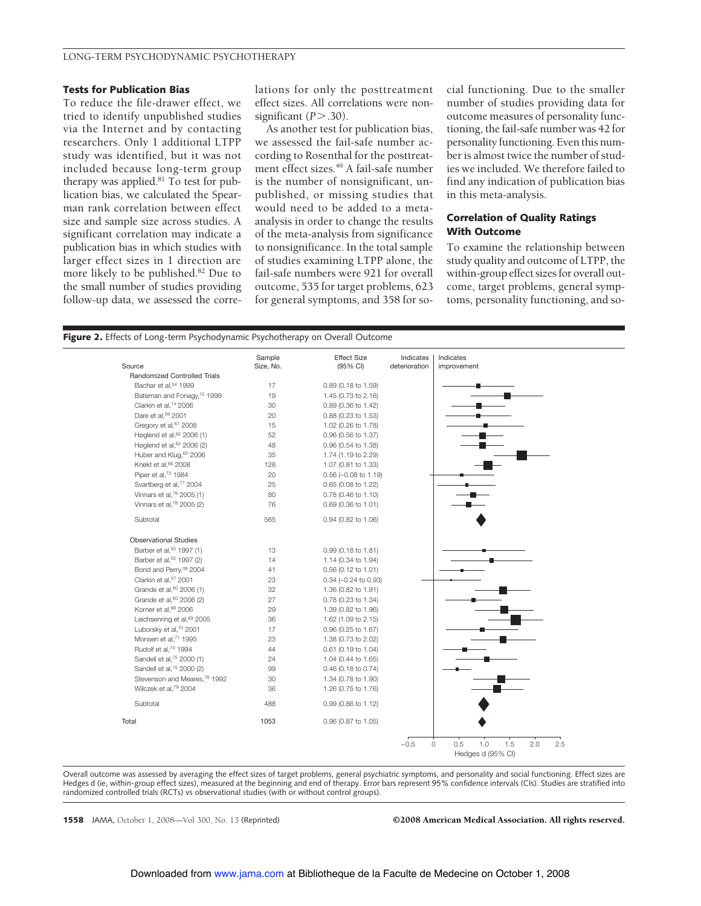### Tests for Publication Bias

To reduce the file-drawer effect, we tried to identify unpublished studies via the Internet and by contacting researchers. Only 1 additional LTPP study was identified, but it was not included because long-term group therapy was applied.[81] To test for publication bias, we calculated the Spearman rank correlation between effect size and sample size across studies. A significant correlation may indicate a publication bias in which studies with larger effect sizes in 1 direction are more likely to be published.[82] Due to the small number of studies providing follow-up data, we assessed the correlations for only the posttreatment effect sizes. All correlations were nonsignificant ($P > .30$).

As another test for publication bias, we assessed the fail-safe number according to Rosenthal for the posttreatment effect sizes.[49] A fail-safe number is the number of nonsignificant, unpublished, or missing studies that would need to be added to a meta-analysis in order to change the results of the meta-analysis from significance to nonsignificance. In the total sample of studies examining LTPP alone, the fail-safe numbers were 921 for overall outcome, 535 for target problems, 623 for general symptoms, and 358 for social functioning. Due to the smaller number of studies providing data for outcome measures of personality functioning, the fail-safe number was 42 for personality functioning. Even this number is almost twice the number of studies we included. We therefore failed to find any indication of publication bias in this meta-analysis.

### Correlation of Quality Ratings With Outcome

To examine the relationship between study quality and outcome of LTPP, the within-group effect sizes for overall outcome, target problems, general symptoms, personality functioning, and so-

**Figure 2.** Effects of Long-term Psychodynamic Psychotherapy on Overall Outcome

| Source | Sample Size, No. | Effect Size (95% CI) |
|---|---|---|
| **Randomized Controlled Trials** | | |
| Bachar et al,[54] 1999 | 17 | 0.89 (0.18 to 1.59) |
| Bateman and Fonagy,[12] 1999 | 19 | 1.45 (0.73 to 2.16) |
| Clarkin et al,[14] 2006 | 30 | 0.89 (0.36 to 1.42) |
| Dare et al,[59] 2001 | 20 | 0.88 (0.23 to 1.53) |
| Gregory et al,[61] 2008 | 15 | 1.02 (0.26 to 1.78) |
| Høglend et al,[62] 2006 (1) | 52 | 0.96 (0.56 to 1.37) |
| Høglend et al,[62] 2006 (2) | 48 | 0.96 (0.54 to 1.38) |
| Huber and Klug,[65] 2006 | 35 | 1.74 (1.19 to 2.29) |
| Knekt et al,[66] 2008 | 128 | 1.07 (0.81 to 1.33) |
| Piper et al,[73] 1984 | 20 | 0.56 (−0.08 to 1.19) |
| Svartberg et al,[77] 2004 | 25 | 0.65 (0.08 to 1.22) |
| Vinnars et al,[78] 2005 (1) | 80 | 0.78 (0.46 to 1.10) |
| Vinnars et al,[78] 2005 (2) | 76 | 0.69 (0.36 to 1.01) |
| Subtotal | 565 | 0.94 (0.82 to 1.06) |
| **Observational Studies** | | |
| Barber et al,[55] 1997 (1) | 13 | 0.99 (0.18 to 1.81) |
| Barber et al,[55] 1997 (2) | 14 | 1.14 (0.34 to 1.94) |
| Bond and Perry,[39] 2004 | 41 | 0.56 (0.12 to 1.01) |
| Clarkin et al,[57] 2001 | 23 | 0.34 (−0.24 to 0.93) |
| Grande et al,[60] 2006 (1) | 32 | 1.36 (0.82 to 1.91) |
| Grande et al,[60] 2006 (2) | 27 | 0.78 (0.23 to 1.34) |
| Korner et al,[68] 2006 | 29 | 1.39 (0.82 to 1.96) |
| Leichsenring et al,[69] 2005 | 36 | 1.62 (1.09 to 2.15) |
| Luborsky et al,[70] 2001 | 17 | 0.96 (0.25 to 1.67) |
| Monsen et al,[71] 1995 | 23 | 1.38 (0.73 to 2.02) |
| Rudolf et al,[74] 1994 | 44 | 0.61 (0.19 to 1.04) |
| Sandell et al,[75] 2000 (1) | 24 | 1.04 (0.44 to 1.65) |
| Sandell et al,[75] 2000 (2) | 99 | 0.46 (0.18 to 0.74) |
| Stevenson and Meares,[76] 1992 | 30 | 1.34 (0.78 to 1.90) |
| Wilczek et al,[79] 2004 | 36 | 1.26 (0.75 to 1.76) |
| Subtotal | 488 | 0.99 (0.86 to 1.12) |
| **Total** | 1053 | 0.96 (0.87 to 1.05) |

Overall outcome was assessed by averaging the effect sizes of target problems, general psychiatric symptoms, and personality and social functioning. Effect sizes are Hedges d (ie, within-group effect sizes), measured at the beginning and end of therapy. Error bars represent 95% confidence intervals (CIs). Studies are stratified into randomized controlled trials (RCTs) vs observational studies (with or without control groups).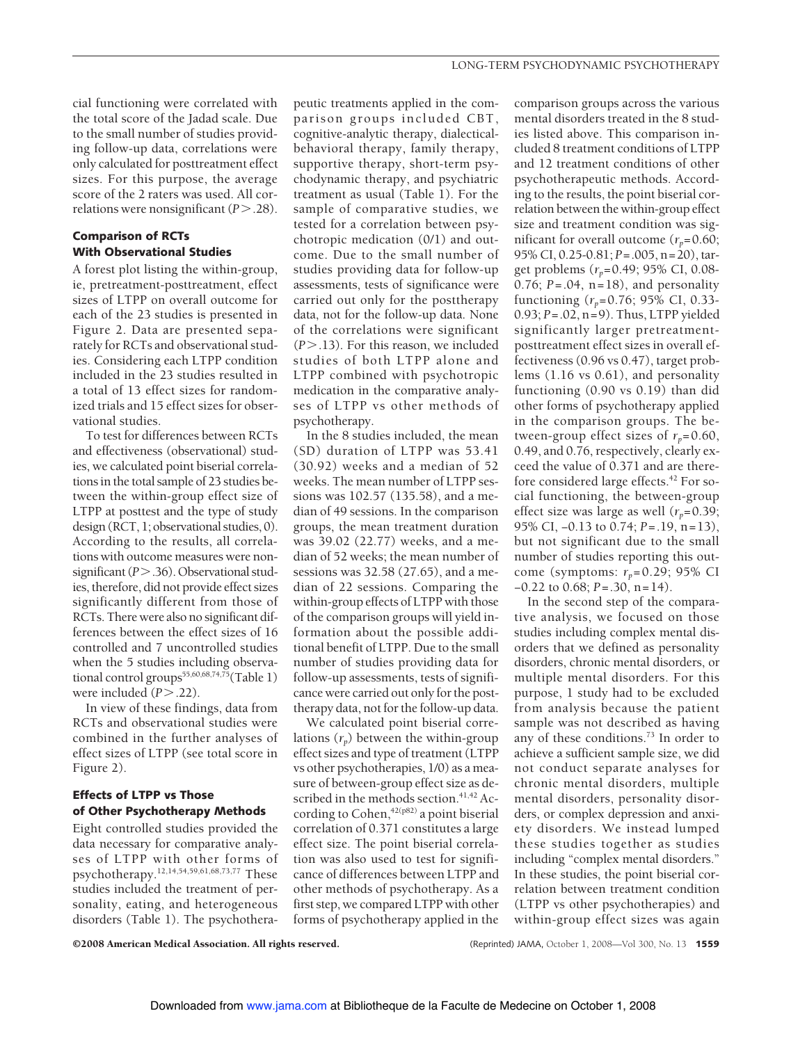cial functioning were correlated with the total score of the Jadad scale. Due to the small number of studies providing follow-up data, correlations were only calculated for posttreatment effect sizes. For this purpose, the average score of the 2 raters was used. All correlations were nonsignificant ($P > .28$).

### Comparison of RCTs With Observational Studies

A forest plot listing the within-group, ie, pretreatment-posttreatment, effect sizes of LTPP on overall outcome for each of the 23 studies is presented in Figure 2. Data are presented separately for RCTs and observational studies. Considering each LTPP condition included in the 23 studies resulted in a total of 13 effect sizes for randomized trials and 15 effect sizes for observational studies.

To test for differences between RCTs and effectiveness (observational) studies, we calculated point biserial correlations in the total sample of 23 studies between the within-group effect size of LTPP at posttest and the type of study design (RCT, 1; observational studies, 0). According to the results, all correlations with outcome measures were nonsignificant ($P > .36$). Observational studies, therefore, did not provide effect sizes significantly different from those of RCTs. There were also no significant differences between the effect sizes of 16 controlled and 7 uncontrolled studies when the 5 studies including observational control groups[35,60,68,74,75] (Table 1) were included ($P > .22$).

In view of these findings, data from RCTs and observational studies were combined in the further analyses of effect sizes of LTPP (see total score in Figure 2).

### Effects of LTPP vs Those of Other Psychotherapy Methods

Eight controlled studies provided the data necessary for comparative analyses of LTPP with other forms of psychotherapy.[12,14,54,59,61,68,73,77] These studies included the treatment of personality, eating, and heterogeneous disorders (Table 1). The psychotherapeutic treatments applied in the comparison groups included CBT, cognitive-analytic therapy, dialectical-behavioral therapy, family therapy, supportive therapy, short-term psychodynamic therapy, and psychiatric treatment as usual (Table 1). For the sample of comparative studies, we tested for a correlation between psychotropic medication (0/1) and outcome. Due to the small number of studies providing data for follow-up assessments, tests of significance were carried out only for the posttherapy data, not for the follow-up data. None of the correlations were significant ($P > .13$). For this reason, we included studies of both LTPP alone and LTPP combined with psychotropic medication in the comparative analyses of LTPP vs other methods of psychotherapy.

In the 8 studies included, the mean (SD) duration of LTPP was 53.41 (30.92) weeks and a median of 52 weeks. The mean number of LTPP sessions was 102.57 (135.58), and a median of 49 sessions. In the comparison groups, the mean treatment duration was 39.02 (22.77) weeks, and a median of 52 weeks; the mean number of sessions was 32.58 (27.65), and a median of 22 sessions. Comparing the within-group effects of LTPP with those of the comparison groups will yield information about the possible additional benefit of LTPP. Due to the small number of studies providing data for follow-up assessments, tests of significance were carried out only for the posttherapy data, not for the follow-up data.

We calculated point biserial correlations ($r_p$) between the within-group effect sizes and type of treatment (LTPP vs other psychotherapies, 1/0) as a measure of between-group effect size as described in the methods section.[41,42] According to Cohen,[42(p82)] a point biserial correlation of 0.371 constitutes a large effect size. The point biserial correlation was also used to test for significance of differences between LTPP and other methods of psychotherapy. As a first step, we compared LTPP with other forms of psychotherapy applied in the comparison groups across the various mental disorders treated in the 8 studies listed above. This comparison included 8 treatment conditions of LTPP and 12 treatment conditions of other psychotherapeutic methods. According to the results, the point biserial correlation between the within-group effect size and treatment condition was significant for overall outcome ($r_p = 0.60$; 95% CI, 0.25-0.81; $P = .005$, $n = 20$), target problems ($r_p = 0.49$; 95% CI, 0.08-0.76; $P = .04$, $n = 18$), and personality functioning ($r_p = 0.76$; 95% CI, 0.33-0.93; $P = .02$, $n = 9$). Thus, LTPP yielded significantly larger pretreatment-posttreatment effect sizes in overall effectiveness (0.96 vs 0.47), target problems (1.16 vs 0.61), and personality functioning (0.90 vs 0.19) than did other forms of psychotherapy applied in the comparison groups. The between-group effect sizes of $r_p = 0.60$, 0.49, and 0.76, respectively, clearly exceed the value of 0.371 and are therefore considered large effects.[42] For social functioning, the between-group effect size was large as well ($r_p = 0.39$; 95% CI, −0.13 to 0.74; $P = .19$, $n = 13$), but not significant due to the small number of studies reporting this outcome (symptoms: $r_p = 0.29$; 95% CI −0.22 to 0.68; $P = .30$, $n = 14$).

In the second step of the comparative analysis, we focused on those studies including complex mental disorders that we defined as personality disorders, chronic mental disorders, or multiple mental disorders. For this purpose, 1 study had to be excluded from analysis because the patient sample was not described as having any of these conditions.[73] In order to achieve a sufficient sample size, we did not conduct separate analyses for chronic mental disorders, multiple mental disorders, personality disorders, or complex depression and anxiety disorders. We instead lumped these studies together as studies including "complex mental disorders." In these studies, the point biserial correlation between treatment condition (LTPP vs other psychotherapies) and within-group effect sizes was again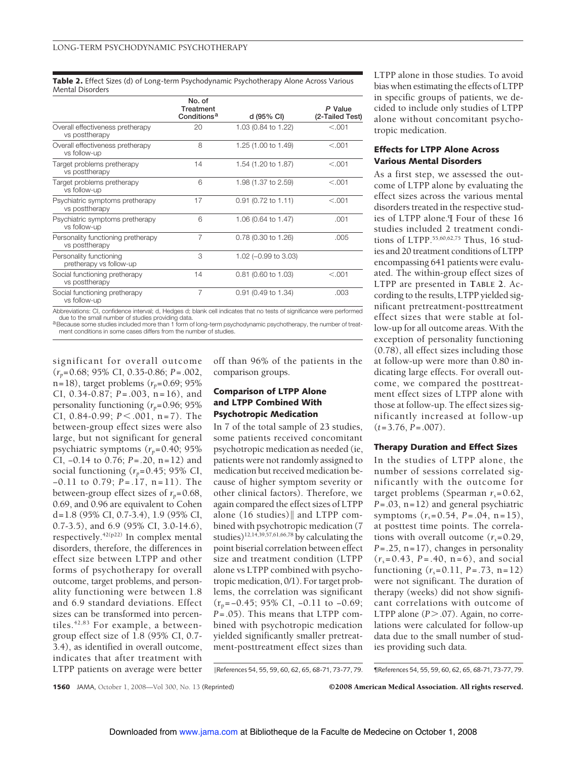**Table 2.** Effect Sizes (d) of Long-term Psychodynamic Psychotherapy Alone Across Various Mental Disorders

| | No. of Treatment Conditions[a] | d (95% CI) | P Value (2-Tailed Test) |
|---|---|---|---|
| Overall effectiveness pretherapy vs posttherapy | 20 | 1.03 (0.84 to 1.22) | <.001 |
| Overall effectiveness pretherapy vs follow-up | 8 | 1.25 (1.00 to 1.49) | <.001 |
| Target problems pretherapy vs posttherapy | 14 | 1.54 (1.20 to 1.87) | <.001 |
| Target problems pretherapy vs follow-up | 6 | 1.98 (1.37 to 2.59) | <.001 |
| Psychiatric symptoms pretherapy vs posttherapy | 17 | 0.91 (0.72 to 1.11) | <.001 |
| Psychiatric symptoms pretherapy vs follow-up | 6 | 1.06 (0.64 to 1.47) | .001 |
| Personality functioning pretherapy vs posttherapy | 7 | 0.78 (0.30 to 1.26) | .005 |
| Personality functioning pretherapy vs follow-up | 3 | 1.02 (−0.99 to 3.03) | |
| Social functioning pretherapy vs posttherapy | 14 | 0.81 (0.60 to 1.03) | <.001 |
| Social functioning pretherapy vs follow-up | 7 | 0.91 (0.49 to 1.34) | .003 |

Abbreviations: CI, confidence interval; d, Hedges d; blank cell indicates that no tests of significance were performed due to the small number of studies providing data.
[a] Because some studies included more than 1 form of long-term psychodynamic psychotherapy, the number of treatment conditions in some cases differs from the number of studies.

significant for overall outcome ($r_p$=0.68; 95% CI, 0.35-0.86; P=.002, n=18), target problems ($r_p$=0.69; 95% CI, 0.34-0.87; P=.003, n=16), and personality functioning ($r_p$=0.96; 95% CI, 0.84-0.99; P<.001, n=7). The between-group effect sizes were also large, but not significant for general psychiatric symptoms ($r_p$=0.40; 95% CI, −0.14 to 0.76; P=.20, n=12) and social functioning ($r_p$=0.45; 95% CI, −0.11 to 0.79; P=.17, n=11). The between-group effect sizes of $r_p$=0.68, 0.69, and 0.96 are equivalent to Cohen d=1.8 (95% CI, 0.7-3.4), 1.9 (95% CI, 0.7-3.5), and 6.9 (95% CI, 3.0-14.6), respectively.[42(p22)] In complex mental disorders, therefore, the differences in effect size between LTPP and other forms of psychotherapy for overall outcome, target problems, and personality functioning were between 1.8 and 6.9 standard deviations. Effect sizes can be transformed into percentiles.[42,83] For example, a between-group effect size of 1.8 (95% CI, 0.7-3.4), as identified in overall outcome, indicates that after treatment with LTPP patients on average were better off than 96% of the patients in the comparison groups.

### Comparison of LTPP Alone and LTPP Combined With Psychotropic Medication

In 7 of the total sample of 23 studies, some patients received concomitant psychotropic medication as needed (ie, patients were not randomly assigned to medication but received medication because of higher symptom severity or other clinical factors). Therefore, we again compared the effect sizes of LTPP alone (16 studies)‖ and LTPP combined with psychotropic medication (7 studies)[12,14,39,57,61,66,78] by calculating the point biserial correlation between effect size and treatment condition (LTPP alone vs LTPP combined with psychotropic medication, 0/1). For target problems, the correlation was significant ($r_p$=−0.45; 95% CI, −0.11 to −0.69; P=.05). This means that LTPP combined with psychotropic medication yielded significantly smaller pretreatment-posttreatment effect sizes than LTPP alone in those studies. To avoid bias when estimating the effects of LTPP in specific groups of patients, we decided to include only studies of LTPP alone without concomitant psychotropic medication.

### Effects for LTPP Alone Across Various Mental Disorders

As a first step, we assessed the outcome of LTPP alone by evaluating the effect sizes across the various mental disorders treated in the respective studies of LTPP alone.¶ Four of these 16 studies included 2 treatment conditions of LTPP.[55,60,62,75] Thus, 16 studies and 20 treatment conditions of LTPP encompassing 641 patients were evaluated. The within-group effect sizes of LTPP are presented in **Table 2**. According to the results, LTPP yielded significant pretreatment-posttreatment effect sizes that were stable at follow-up for all outcome areas. With the exception of personality functioning (0.78), all effect sizes including those at follow-up were more than 0.80 indicating large effects. For overall outcome, we compared the posttreatment effect sizes of LTPP alone with those at follow-up. The effect sizes significantly increased at follow-up (t=3.76, P=.007).

### Therapy Duration and Effect Sizes

In the studies of LTPP alone, the number of sessions correlated significantly with the outcome for target problems (Spearman $r_s$=0.62, P=.03, n=12) and general psychiatric symptoms ($r_s$=0.54, P=.04, n=15), at posttest time points. The correlations with overall outcome ($r_s$=0.29, P=.25, n=17), changes in personality ($r_s$=0.43, P=.40, n=6), and social functioning ($r_s$=0.11, P=.73, n=12) were not significant. The duration of therapy (weeks) did not show significant correlations with outcome of LTPP alone (P>.07). Again, no correlations were calculated for follow-up data due to the small number of studies providing such data.

‖References 54, 55, 59, 60, 62, 65, 68-71, 73-77, 79.

¶References 54, 55, 59, 60, 62, 65, 68-71, 73-77, 79.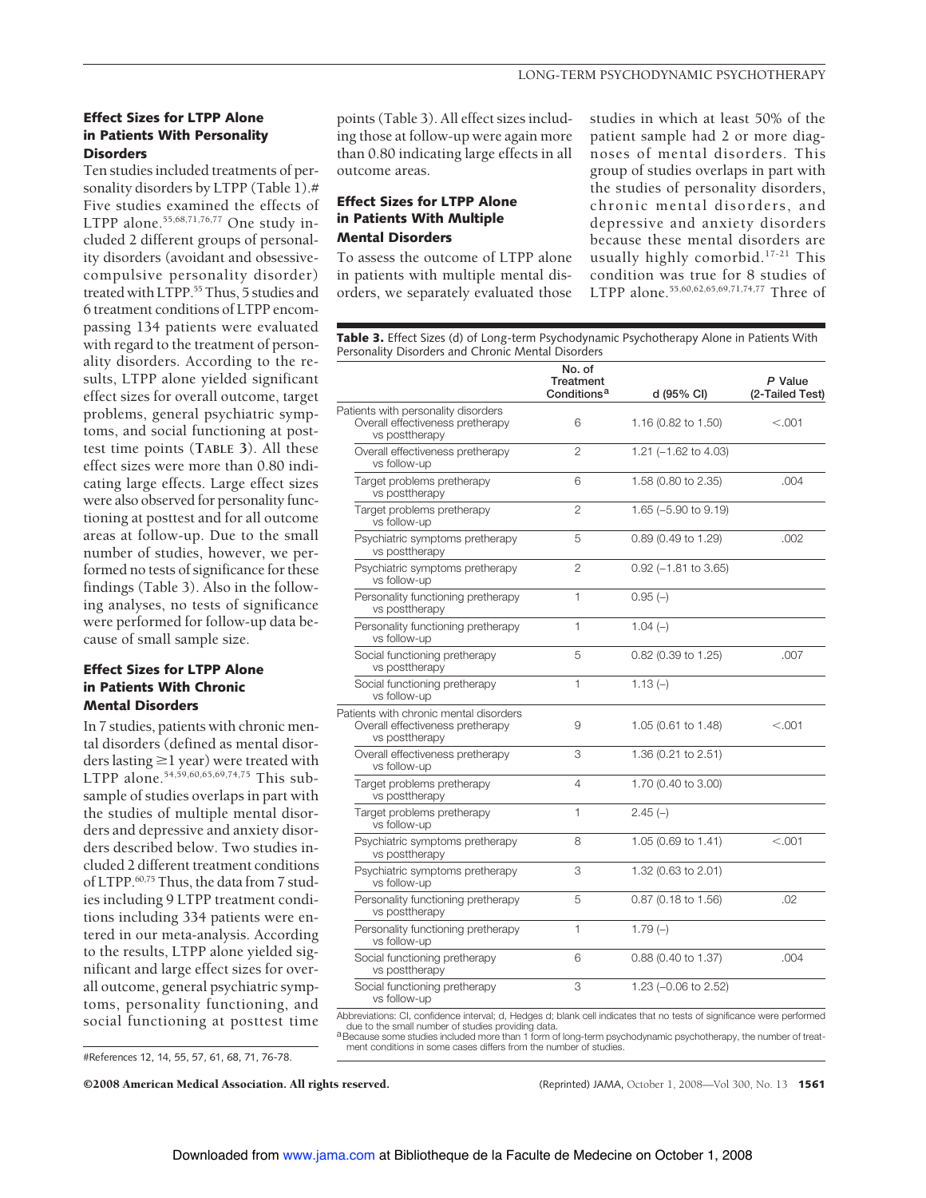### Effect Sizes for LTPP Alone in Patients With Personality Disorders

Ten studies included treatments of personality disorders by LTPP (Table 1).# Five studies examined the effects of LTPP alone.[55,68,71,76,77] One study included 2 different groups of personality disorders (avoidant and obsessive-compulsive personality disorder) treated with LTPP.[55] Thus, 5 studies and 6 treatment conditions of LTPP encompassing 134 patients were evaluated with regard to the treatment of personality disorders. According to the results, LTPP alone yielded significant effect sizes for overall outcome, target problems, general psychiatric symptoms, and social functioning at posttest time points (**TABLE 3**). All these effect sizes were more than 0.80 indicating large effects. Large effect sizes were also observed for personality functioning at posttest and for all outcome areas at follow-up. Due to the small number of studies, however, we performed no tests of significance for these findings (Table 3). Also in the following analyses, no tests of significance were performed for follow-up data because of small sample size.

### Effect Sizes for LTPP Alone in Patients With Chronic Mental Disorders

In 7 studies, patients with chronic mental disorders (defined as mental disorders lasting ≥1 year) were treated with LTPP alone.[54,59,60,65,69,74,75] This subsample of studies overlaps in part with the studies of multiple mental disorders and depressive and anxiety disorders described below. Two studies included 2 different treatment conditions of LTPP.[60,75] Thus, the data from 7 studies including 9 LTPP treatment conditions including 334 patients were entered in our meta-analysis. According to the results, LTPP alone yielded significant and large effect sizes for overall outcome, general psychiatric symptoms, personality functioning, and social functioning at posttest time points (Table 3). All effect sizes including those at follow-up were again more than 0.80 indicating large effects in all outcome areas.

### Effect Sizes for LTPP Alone in Patients With Multiple Mental Disorders

To assess the outcome of LTPP alone in patients with multiple mental disorders, we separately evaluated those studies in which at least 50% of the patient sample had 2 or more diagnoses of mental disorders. This group of studies overlaps in part with the studies of personality disorders, chronic mental disorders, and depressive and anxiety disorders because these mental disorders are usually highly comorbid.[17-21] This condition was true for 8 studies of LTPP alone.[55,60,62,65,69,71,74,77] Three of

#References 12, 14, 55, 57, 61, 68, 71, 76-78.

**Table 3.** Effect Sizes (d) of Long-term Psychodynamic Psychotherapy Alone in Patients With Personality Disorders and Chronic Mental Disorders

| | No. of Treatment Conditions[a] | d (95% CI) | P Value (2-Tailed Test) |
|---|---|---|---|
| Patients with personality disorders | | | |
| Overall effectiveness pretherapy vs posttherapy | 6 | 1.16 (0.82 to 1.50) | <.001 |
| Overall effectiveness pretherapy vs follow-up | 2 | 1.21 (−1.62 to 4.03) | |
| Target problems pretherapy vs posttherapy | 6 | 1.58 (0.80 to 2.35) | .004 |
| Target problems pretherapy vs follow-up | 2 | 1.65 (−5.90 to 9.19) | |
| Psychiatric symptoms pretherapy vs posttherapy | 5 | 0.89 (0.49 to 1.29) | .002 |
| Psychiatric symptoms pretherapy vs follow-up | 2 | 0.92 (−1.81 to 3.65) | |
| Personality functioning pretherapy vs posttherapy | 1 | 0.95 (–) | |
| Personality functioning pretherapy vs follow-up | 1 | 1.04 (–) | |
| Social functioning pretherapy vs posttherapy | 5 | 0.82 (0.39 to 1.25) | .007 |
| Social functioning pretherapy vs follow-up | 1 | 1.13 (–) | |
| Patients with chronic mental disorders | | | |
| Overall effectiveness pretherapy vs posttherapy | 9 | 1.05 (0.61 to 1.48) | <.001 |
| Overall effectiveness pretherapy vs follow-up | 3 | 1.36 (0.21 to 2.51) | |
| Target problems pretherapy vs posttherapy | 4 | 1.70 (0.40 to 3.00) | |
| Target problems pretherapy vs follow-up | 1 | 2.45 (–) | |
| Psychiatric symptoms pretherapy vs posttherapy | 8 | 1.05 (0.69 to 1.41) | <.001 |
| Psychiatric symptoms pretherapy vs follow-up | 3 | 1.32 (0.63 to 2.01) | |
| Personality functioning pretherapy vs posttherapy | 5 | 0.87 (0.18 to 1.56) | .02 |
| Personality functioning pretherapy vs follow-up | 1 | 1.79 (–) | |
| Social functioning pretherapy vs posttherapy | 6 | 0.88 (0.40 to 1.37) | .004 |
| Social functioning pretherapy vs follow-up | 3 | 1.23 (−0.06 to 2.52) | |

Abbreviations: CI, confidence interval; d, Hedges d; blank cell indicates that no tests of significance were performed due to the small number of studies providing data.

[a] Because some studies included more than 1 form of long-term psychodynamic psychotherapy, the number of treatment conditions in some cases differs from the number of studies.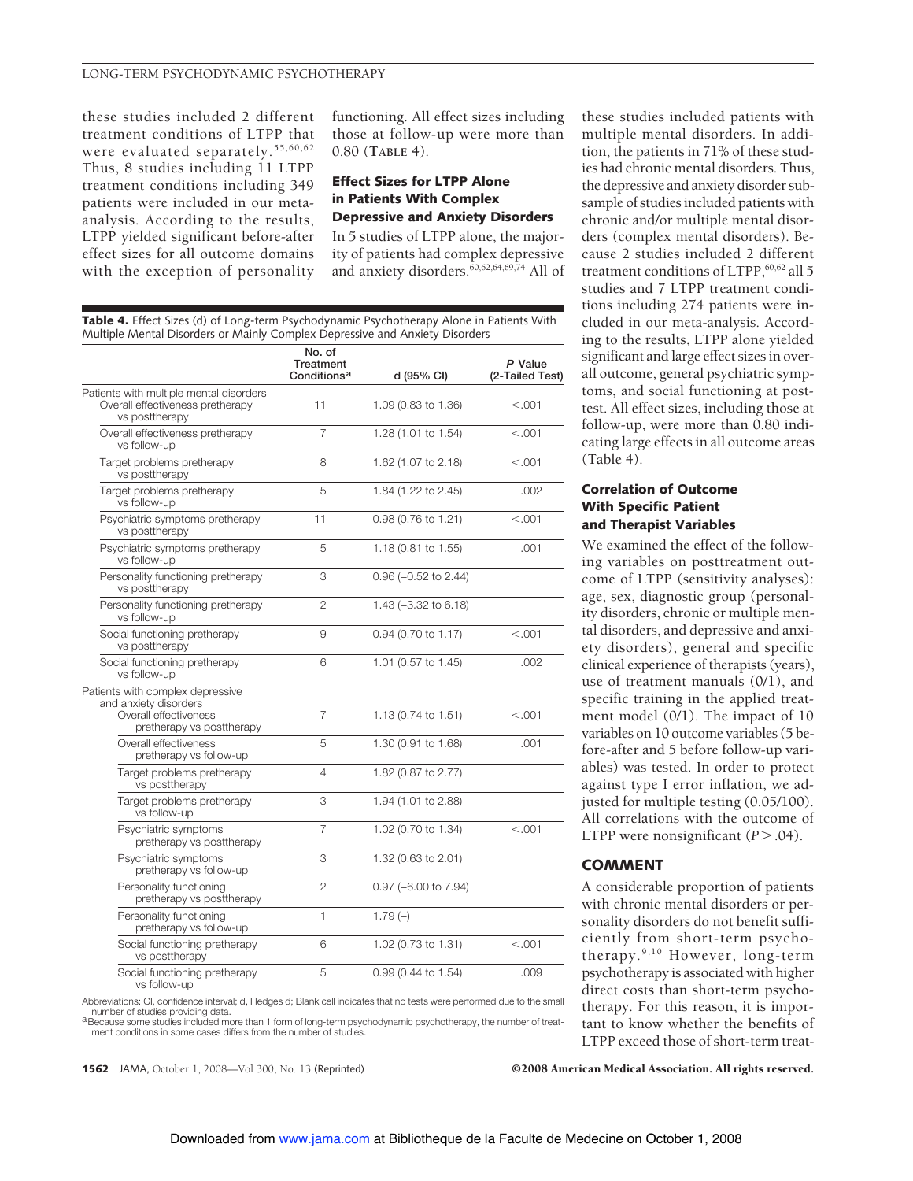these studies included 2 different treatment conditions of LTPP that were evaluated separately.[55,60,62] Thus, 8 studies including 11 LTPP treatment conditions including 349 patients were included in our meta-analysis. According to the results, LTPP yielded significant before-after effect sizes for all outcome domains with the exception of personality functioning. All effect sizes including those at follow-up were more than 0.80 (**TABLE 4**).

### Effect Sizes for LTPP Alone in Patients With Complex Depressive and Anxiety Disorders

In 5 studies of LTPP alone, the majority of patients had complex depressive and anxiety disorders.[60,62,64,69,74] All of these studies included patients with multiple mental disorders. In addition, the patients in 71% of these studies had chronic mental disorders. Thus, the depressive and anxiety disorder subsample of studies included patients with chronic and/or multiple mental disorders (complex mental disorders). Because 2 studies included 2 different treatment conditions of LTPP,[60,62] all 5 studies and 7 LTPP treatment conditions including 274 patients were included in our meta-analysis. According to the results, LTPP alone yielded significant and large effect sizes in overall outcome, general psychiatric symptoms, and social functioning at posttest. All effect sizes, including those at follow-up, were more than 0.80 indicating large effects in all outcome areas (Table 4).

**Table 4.** Effect Sizes (d) of Long-term Psychodynamic Psychotherapy Alone in Patients With Multiple Mental Disorders or Mainly Complex Depressive and Anxiety Disorders

| | No. of Treatment Conditions[a] | d (95% CI) | P Value (2-Tailed Test) |
|---|---|---|---|
| **Patients with multiple mental disorders** | | | |
| Overall effectiveness pretherapy vs posttherapy | 11 | 1.09 (0.83 to 1.36) | <.001 |
| Overall effectiveness pretherapy vs follow-up | 7 | 1.28 (1.01 to 1.54) | <.001 |
| Target problems pretherapy vs posttherapy | 8 | 1.62 (1.07 to 2.18) | <.001 |
| Target problems pretherapy vs follow-up | 5 | 1.84 (1.22 to 2.45) | .002 |
| Psychiatric symptoms pretherapy vs posttherapy | 11 | 0.98 (0.76 to 1.21) | <.001 |
| Psychiatric symptoms pretherapy vs follow-up | 5 | 1.18 (0.81 to 1.55) | .001 |
| Personality functioning pretherapy vs posttherapy | 3 | 0.96 (−0.52 to 2.44) | |
| Personality functioning pretherapy vs follow-up | 2 | 1.43 (−3.32 to 6.18) | |
| Social functioning pretherapy vs posttherapy | 9 | 0.94 (0.70 to 1.17) | <.001 |
| Social functioning pretherapy vs follow-up | 6 | 1.01 (0.57 to 1.45) | .002 |
| **Patients with complex depressive and anxiety disorders** | | | |
| Overall effectiveness pretherapy vs posttherapy | 7 | 1.13 (0.74 to 1.51) | <.001 |
| Overall effectiveness pretherapy vs follow-up | 5 | 1.30 (0.91 to 1.68) | .001 |
| Target problems pretherapy vs posttherapy | 4 | 1.82 (0.87 to 2.77) | |
| Target problems pretherapy vs follow-up | 3 | 1.94 (1.01 to 2.88) | |
| Psychiatric symptoms pretherapy vs posttherapy | 7 | 1.02 (0.70 to 1.34) | <.001 |
| Psychiatric symptoms pretherapy vs follow-up | 3 | 1.32 (0.63 to 2.01) | |
| Personality functioning pretherapy vs posttherapy | 2 | 0.97 (−6.00 to 7.94) | |
| Personality functioning pretherapy vs follow-up | 1 | 1.79 (–) | |
| Social functioning pretherapy vs posttherapy | 6 | 1.02 (0.73 to 1.31) | <.001 |
| Social functioning pretherapy vs follow-up | 5 | 0.99 (0.44 to 1.54) | .009 |

Abbreviations: CI, confidence interval; d, Hedges d; Blank cell indicates that no tests were performed due to the small number of studies providing data.
[a] Because some studies included more than 1 form of long-term psychodynamic psychotherapy, the number of treatment conditions in some cases differs from the number of studies.

### Correlation of Outcome With Specific Patient and Therapist Variables

We examined the effect of the following variables on posttreatment outcome of LTPP (sensitivity analyses): age, sex, diagnostic group (personality disorders, chronic or multiple mental disorders, and depressive and anxiety disorders), general and specific clinical experience of therapists (years), use of treatment manuals (0/1), and specific training in the applied treatment model (0/1). The impact of 10 variables on 10 outcome variables (5 before-after and 5 before follow-up variables) was tested. In order to protect against type I error inflation, we adjusted for multiple testing (0.05/100). All correlations with the outcome of LTPP were nonsignificant ($P > .04$).

## COMMENT

A considerable proportion of patients with chronic mental disorders or personality disorders do not benefit sufficiently from short-term psychotherapy.[9,10] However, long-term psychotherapy is associated with higher direct costs than short-term psychotherapy. For this reason, it is important to know whether the benefits of LTPP exceed those of short-term treat-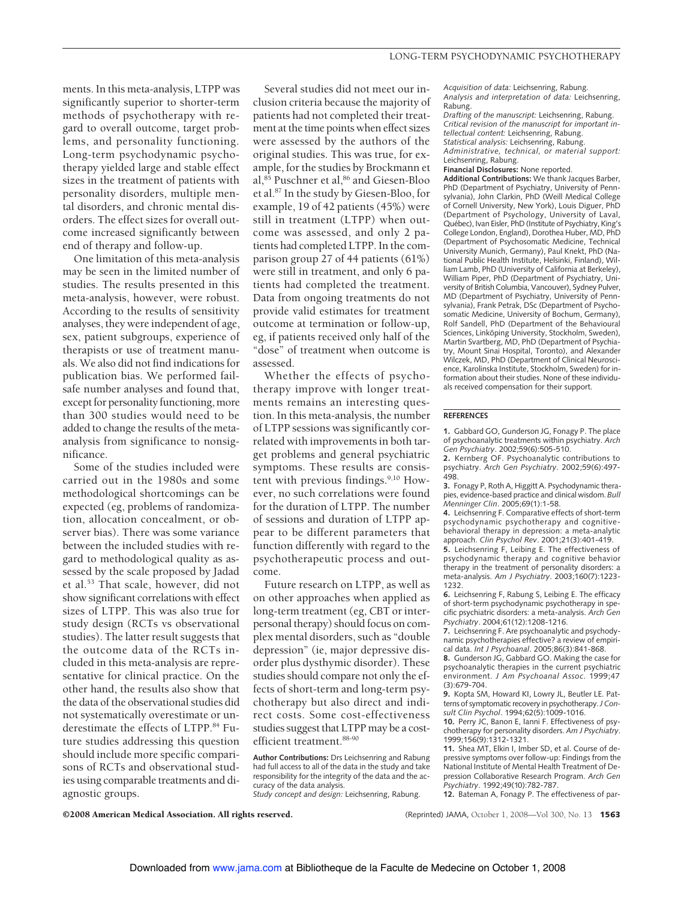ments. In this meta-analysis, LTPP was significantly superior to shorter-term methods of psychotherapy with regard to overall outcome, target problems, and personality functioning. Long-term psychodynamic psychotherapy yielded large and stable effect sizes in the treatment of patients with personality disorders, multiple mental disorders, and chronic mental disorders. The effect sizes for overall outcome increased significantly between end of therapy and follow-up.

One limitation of this meta-analysis may be seen in the limited number of studies. The results presented in this meta-analysis, however, were robust. According to the results of sensitivity analyses, they were independent of age, sex, patient subgroups, experience of therapists or use of treatment manuals. We also did not find indications for publication bias. We performed fail-safe number analyses and found that, except for personality functioning, more than 300 studies would need to be added to change the results of the meta-analysis from significance to nonsignificance.

Some of the studies included were carried out in the 1980s and some methodological shortcomings can be expected (eg, problems of randomization, allocation concealment, or observer bias). There was some variance between the included studies with regard to methodological quality as assessed by the scale proposed by Jadad et al.[53] That scale, however, did not show significant correlations with effect sizes of LTPP. This was also true for study design (RCTs vs observational studies). The latter result suggests that the outcome data of the RCTs included in this meta-analysis are representative for clinical practice. On the other hand, the results also show that the data of the observational studies did not systematically overestimate or underestimate the effects of LTPP.[84] Future studies addressing this question should include more specific comparisons of RCTs and observational studies using comparable treatments and diagnostic groups.

Several studies did not meet our inclusion criteria because the majority of patients had not completed their treatment at the time points when effect sizes were assessed by the authors of the original studies. This was true, for example, for the studies by Brockmann et al,[85] Puschner et al,[86] and Giesen-Bloo et al.[87] In the study by Giesen-Bloo, for example, 19 of 42 patients (45%) were still in treatment (LTPP) when outcome was assessed, and only 2 patients had completed LTPP. In the comparison group 27 of 44 patients (61%) were still in treatment, and only 6 patients had completed the treatment. Data from ongoing treatments do not provide valid estimates for treatment outcome at termination or follow-up, eg, if patients received only half of the "dose" of treatment when outcome is assessed.

Whether the effects of psychotherapy improve with longer treatments remains an interesting question. In this meta-analysis, the number of LTPP sessions was significantly correlated with improvements in both target problems and general psychiatric symptoms. These results are consistent with previous findings.[9,10] However, no such correlations were found for the duration of LTPP. The number of sessions and duration of LTPP appear to be different parameters that function differently with regard to the psychotherapeutic process and outcome.

Future research on LTPP, as well as on other approaches when applied as long-term treatment (eg, CBT or interpersonal therapy) should focus on complex mental disorders, such as "double depression" (ie, major depressive disorder plus dysthymic disorder). These studies should compare not only the effects of short-term and long-term psychotherapy but also direct and indirect costs. Some cost-effectiveness studies suggest that LTPP may be a cost-efficient treatment.[88-90]

**Author Contributions:** Drs Leichsenring and Rabung had full access to all of the data in the study and take responsibility for the integrity of the data and the accuracy of the data analysis.
*Study concept and design:* Leichsenring, Rabung.
*Acquisition of data:* Leichsenring, Rabung.
*Analysis and interpretation of data:* Leichsenring, Rabung.
*Drafting of the manuscript:* Leichsenring, Rabung.
*Critical revision of the manuscript for important intellectual content:* Leichsenring, Rabung.
*Statistical analysis:* Leichsenring, Rabung.
*Administrative, technical, or material support:* Leichsenring, Rabung.

**Financial Disclosures:** None reported.

**Additional Contributions:** We thank Jacques Barber, PhD (Department of Psychiatry, University of Pennsylvania), John Clarkin, PhD (Weill Medical College of Cornell University, New York), Louis Diguer, PhD (Department of Psychology, University of Laval, Québec), Ivan Eisler, PhD (Institute of Psychiatry, King's College London, England), Dorothea Huber, MD, PhD (Department of Psychosomatic Medicine, Technical University Munich, Germany), Paul Knekt, PhD (National Public Health Institute, Helsinki, Finland), William Lamb, PhD (University of California at Berkeley), William Piper, PhD (Department of Psychiatry, University of British Columbia, Vancouver), Sydney Pulver, MD (Department of Psychiatry, University of Pennsylvania), Frank Petrak, DSc (Department of Psychosomatic Medicine, University of Bochum, Germany), Rolf Sandell, PhD (Department of the Behavioural Sciences, Linköping University, Stockholm, Sweden), Martin Svartberg, MD, PhD (Department of Psychiatry, Mount Sinai Hospital, Toronto), and Alexander Wilczek, MD, PhD (Department of Clinical Neuroscience, Karolinska Institute, Stockholm, Sweden) for information about their studies. None of these individuals received compensation for their support.

## REFERENCES

1. Gabbard GO, Gunderson JG, Fonagy P. The place of psychoanalytic treatments within psychiatry. *Arch Gen Psychiatry*. 2002;59(6):505-510.
2. Kernberg OF. Psychoanalytic contributions to psychiatry. *Arch Gen Psychiatry*. 2002;59(6):497-498.
3. Fonagy P, Roth A, Higgitt A. Psychodynamic therapies, evidence-based practice and clinical wisdom. *Bull Menninger Clin*. 2005;69(1):1-58.
4. Leichsenring F. Comparative effects of short-term psychodynamic psychotherapy and cognitive-behavioral therapy in depression: a meta-analytic approach. *Clin Psychol Rev*. 2001;21(3):401-419.
5. Leichsenring F, Leibing E. The effectiveness of psychodynamic therapy and cognitive behavior therapy in the treatment of personality disorders: a meta-analysis. *Am J Psychiatry*. 2003;160(7):1223-1232.
6. Leichsenring F, Rabung S, Leibing E. The efficacy of short-term psychodynamic psychotherapy in specific psychiatric disorders: a meta-analysis. *Arch Gen Psychiatry*. 2004;61(12):1208-1216.
7. Leichsenring F. Are psychoanalytic and psychodynamic psychotherapies effective? a review of empirical data. *Int J Psychoanal*. 2005;86(3):841-868.
8. Gunderson JG, Gabbard GO. Making the case for psychoanalytic therapies in the current psychiatric environment. *J Am Psychoanal Assoc*. 1999;47(3):679-704.
9. Kopta SM, Howard KI, Lowry JL, Beutler LE. Patterns of symptomatic recovery in psychotherapy. *J Consult Clin Psychol*. 1994;62(5):1009-1016.
10. Perry JC, Banon E, Ianni F. Effectiveness of psychotherapy for personality disorders. *Am J Psychiatry*. 1999;156(9):1312-1321.
11. Shea MT, Elkin I, Imber SD, et al. Course of depressive symptoms over follow-up: Findings from the National Institute of Mental Health Treatment of Depression Collaborative Research Program. *Arch Gen Psychiatry*. 1992;49(10):782-787.
12. Bateman A, Fonagy P. The effectiveness of par-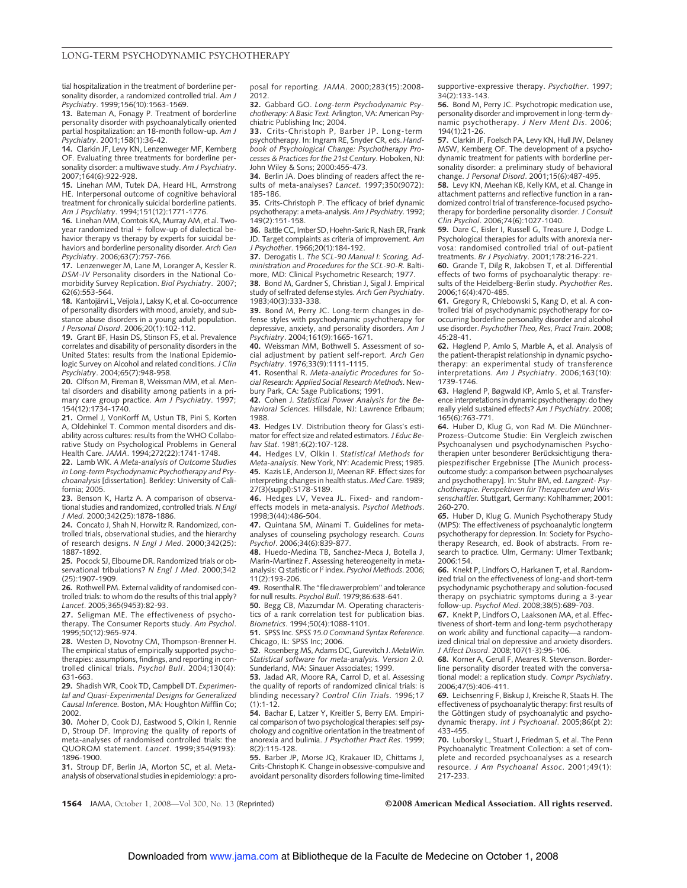tial hospitalization in the treatment of borderline personality disorder, a randomized controlled trial. *Am J Psychiatry*. 1999;156(10):1563-1569.

**13.** Bateman A, Fonagy P. Treatment of borderline personality disorder with psychoanalytically oriented partial hospitalization: an 18-month follow-up. *Am J Psychiatry*. 2001;158(1):36-42.

**14.** Clarkin JF, Levy KN, Lenzenweger MF, Kernberg OF. Evaluating three treatments for borderline personality disorder: a multiwave study. *Am J Psychiatry*. 2007;164(6):922-928.

**15.** Linehan MM, Tutek DA, Heard HL, Armstrong HE. Interpersonal outcome of cognitive behavioral treatment for chronically suicidal borderline patients. *Am J Psychiatry*. 1994;151(12):1771-1776.

**16.** Linehan MM, Comtois KA, Murray AM, et al. Two-year randomized trial + follow-up of dialectical behavior therapy vs therapy by experts for suicidal behaviors and borderline personality disorder. *Arch Gen Psychiatry*. 2006;63(7):757-766.

**17.** Lenzenweger M, Lane M, Loranger A, Kessler R. *DSM-IV* Personality disorders in the National Comorbidity Survey Replication. *Biol Psychiatry*. 2007;62(6):553-564.

**18.** Kantojärvi L, Veijola J, Laksy K, et al. Co-occurrence of personality disorders with mood, anxiety, and substance abuse disorders in a young adult population. *J Personal Disord*. 2006;20(1):102-112.

**19.** Grant BF, Hasin DS, Stinson FS, et al. Prevalence correlates and disability of personality disorders in the United States: results from the National Epidemiologic Survey on Alcohol and related conditions. *J Clin Psychiatry*. 2004;65(7):948-958.

**20.** Olfson M, Fireman B, Weissman MM, et al. Mental disorders and disability among patients in a primary care group practice. *Am J Psychiatry*. 1997;154(12):1734-1740.

**21.** Ormel J, VonKorff M, Ustun TB, Pini S, Korten A, Oldehinkel T. Common mental disorders and disability across cultures: results from the WHO Collaborative Study on Psychological Problems in General Health Care. *JAMA*. 1994;272(22):1741-1748.

**22.** Lamb WK. *A Meta-analysis of Outcome Studies in Long-term Psychodynamic Psychotherapy and Psychoanalysis* [dissertation]. Berkley: University of California; 2005.

**23.** Benson K, Hartz A. A comparison of observational studies and randomized, controlled trials. *N Engl J Med*. 2000;342(25):1878-1886.

**24.** Concato J, Shah N, Horwitz R. Randomized, controlled trials, observational studies, and the hierarchy of research designs. *N Engl J Med*. 2000;342(25):1887-1892.

**25.** Pocock SJ, Elbourne DR. Randomized trials or observational tribulations? *N Engl J Med*. 2000;342(25):1907-1909.

**26.** Rothwell PM. External validity of randomised controlled trials: to whom do the results of this trial apply? *Lancet*. 2005;365(9453):82-93.

**27.** Seligman ME. The effectiveness of psychotherapy. The Consumer Reports study. *Am Psychol*. 1995;50(12):965-974.

**28.** Westen D, Novotny CM, Thompson-Brenner H. The empirical status of empirically supported psychotherapies: assumptions, findings, and reporting in controlled clinical trials. *Psychol Bull*. 2004;130(4):631-663.

**29.** Shadish WR, Cook TD, Campbell DT. *Experimental and Quasi-Experimental Designs for Generalized Causal Inference*. Boston, MA: Houghton Mifflin Co; 2002.

**30.** Moher D, Cook DJ, Eastwood S, Olkin I, Rennie D, Stroup DF. Improving the quality of reports of meta-analyses of randomised controlled trials: the QUOROM statement. *Lancet*. 1999;354(9193):1896-1900.

**31.** Stroup DF, Berlin JA, Morton SC, et al. Meta-analysis of observational studies in epidemiology: a proposal for reporting. *JAMA*. 2000;283(15):2008-2012.

**32.** Gabbard GO. *Long-term Psychodynamic Psychotherapy: A Basic Text*. Arlington, VA: American Psychiatric Publishing Inc; 2004.

**33.** Crits-Christoph P, Barber JP. Long-term psychotherapy. In: Ingram RE, Snyder CR, eds. *Handbook of Psychological Change: Psychotherapy Processes & Practices for the 21st Century*. Hoboken, NJ: John Wiley & Sons; 2000:455-473.

**34.** Berlin JA. Does blinding of readers affect the results of meta-analyses? *Lancet*. 1997;350(9072):185-186.

**35.** Crits-Christoph P. The efficacy of brief dynamic psychotherapy: a meta-analysis. *Am J Psychiatry*. 1992;149(2):151-158.

**36.** Battle CC, Imber SD, Hoehn-Saric R, Nash ER, Frank JD. Target complaints as criteria of improvement. *Am J Psychother*. 1966;20(1):184-192.

**37.** Derogatis L. *The SCL-90 Manual I: Scoring, Administration and Procedures for the SCL-90-R*. Baltimore, MD: Clinical Psychometric Research; 1977.

**38.** Bond M, Gardner S, Christian J, Sigal J. Empirical study of selfrated defense styles. *Arch Gen Psychiatry*. 1983;40(3):333-338.

**39.** Bond M, Perry JC. Long-term changes in defense styles with psychodynamic psychotherapy for depressive, anxiety, and personality disorders. *Am J Psychiatry*. 2004;161(9):1665-1671.

**40.** Weissman MM, Bothwell S. Assessment of social adjustment by patient self-report. *Arch Gen Psychiatry*. 1976;33(9):1111-1115.

**41.** Rosenthal R. *Meta-analytic Procedures for Social Research: Applied Social Research Methods*. Newbury Park, CA: Sage Publications; 1991.

**42.** Cohen J. *Statistical Power Analysis for the Behavioral Sciences*. Hillsdale, NJ: Lawrence Erlbaum; 1988.

**43.** Hedges LV. Distribution theory for Glass's estimator for effect size and related estimators. *J Educ Behav Stat*. 1981;6(2):107-128.

**44.** Hedges LV, Olkin I. *Statistical Methods for Meta-analysis*. New York, NY: Academic Press; 1985.

**45.** Kazis LE, Anderson JJ, Meenan RF. Effect sizes for interpreting changes in health status. *Med Care*. 1989;27(3)(suppl):S178-S189.

**46.** Hedges LV, Vevea JL. Fixed- and random-effects models in meta-analysis. *Psychol Methods*. 1998;3(4):486-504.

**47.** Quintana SM, Minami T. Guidelines for meta-analyses of counseling psychology research. *Couns Psychol*. 2006;34(6):839-877.

**48.** Huedo-Medina TB, Sanchez-Meca J, Botella J, Marin-Martinez F. Assessing hetereogeneity in meta-analysis: Q statistic or $I^2$ index. *Psychol Methods*. 2006;11(2):193-206.

**49.** Rosenthal R. The "file drawer problem" and tolerance for null results. *Psychol Bull*. 1979;86:638-641.

**50.** Begg CB, Mazumdar M. Operating characteristics of a rank correlation test for publication bias. *Biometrics*. 1994;50(4):1088-1101.

**51.** SPSS Inc. *SPSS 15.0 Command Syntax Reference*. Chicago, IL: SPSS Inc; 2006.

**52.** Rosenberg MS, Adams DC, Gurevitch J. *MetaWin. Statistical software for meta-analysis. Version 2.0*. Sunderland, MA: Sinauer Associates; 1999.

**53.** Jadad AR, Moore RA, Carrol D, et al. Assessing the quality of reports of randomized clinical trials: is blinding necessary? *Control Clin Trials*. 1996;17(1):1-12.

**54.** Bachar E, Latzer Y, Kreitler S, Berry EM. Empirical comparison of two psychological therapies: self psychology and cognitive orientation in the treatment of anorexia and bulimia. *J Psychother Pract Res*. 1999;8(2):115-128.

**55.** Barber JP, Morse JQ, Krakauer ID, Chittams J, Crits-Christoph K. Change in obsessive-compulsive and avoidant personality disorders following time-limited supportive-expressive therapy. *Psychother*. 1997;34(2):133-143.

**56.** Bond M, Perry JC. Psychotropic medication use, personality disorder and improvement in long-term dynamic psychotherapy. *J Nerv Ment Dis*. 2006;194(1):21-26.

**57.** Clarkin JF, Foelsch PA, Levy KN, Hull JW, Delaney MSW, Kernberg OF. The development of a psychodynamic treatment for patients with borderline personality disorder: a preliminary study of behavioral change. *J Personal Disord*. 2001;15(6):487-495.

**58.** Levy KN, Meehan KB, Kelly KM, et al. Change in attachment patterns and reflective function in a randomized control trial of transference-focused psychotherapy for borderline personality disorder. *J Consult Clin Psychol*. 2006;74(6):1027-1040.

**59.** Dare C, Eisler I, Russell G, Treasure J, Dodge L. Psychological therapies for adults with anorexia nervosa: randomised controlled trial of out-patient treatments. *Br J Psychiatry*. 2001;178:216-221.

**60.** Grande T, Dilg R, Jakobsen T, et al. Differential effects of two forms of psychoanalytic therapy: results of the Heidelberg-Berlin study. *Psychother Res*. 2006;16(4):470-485.

**61.** Gregory R, Chlebowski S, Kang D, et al. A controlled trial of psychodynamic psychotherapy for co-occurring borderline personality disorder and alcohol use disorder. *Psychother Theo, Res, Pract Train*. 2008;45:28-41.

**62.** Høglend P, Amlo S, Marble A, et al. Analysis of the patient-therapist relationship in dynamic psychotherapy: an experimental study of transference interpretations. *Am J Psychiatry*. 2006;163(10):1739-1746.

**63.** Høglend P, Bøgwald KP, Amlo S, et al. Transference interpretations in dynamic psychotherapy: do they really yield sustained effects? *Am J Psychiatry*. 2008;165(6):763-771.

**64.** Huber D, Klug G, von Rad M. Die Münchner-Prozess-Outcome Studie: Ein Vergleich zwischen Psychoanalysen und psychodynamischen Psychotherapien unter besonderer Berücksichtigung therapiespezifischer Ergebnisse [The Munich process-outcome study: a comparison between psychoanalyses and psychotherapy]. In: Stuhr BM, ed. *Langzeit- Psychotherapie. Perspektiven für Therapeuten und Wissenschaftler*. Stuttgart, Germany: Kohlhammer; 2001:260-270.

**65.** Huber D, Klug G. Munich Psychotherapy Study (MPS): The effectiveness of psychoanalytic longterm psychotherapy for depression. In: Society for Psychotherapy Research, ed. Book of abstracts. From research to practice. Ulm, Germany: Ulmer Textbank; 2006:154.

**66.** Knekt P, Lindfors O, Harkanen T, et al. Randomized trial on the effectiveness of long-and short-term psychodynamic psychotherapy and solution-focused therapy on psychiatric symptoms during a 3-year follow-up. *Psychol Med*. 2008;38(5):689-703.

**67.** Knekt P, Lindfors O, Laaksonen MA, et al. Effectiveness of short-term and long-term psychotherapy on work ability and functional capacity—a randomized clinical trial on depressive and anxiety disorders. *J Affect Disord*. 2008;107(1-3):95-106.

**68.** Korner A, Gerull F, Meares R. Stevenson. Borderline personality disorder treated with the conversational model: a replication study. *Compr Psychiatry*. 2006;47(5):406-411.

**69.** Leichsenring F, Biskup J, Kreische R, Staats H. The effectiveness of psychoanalytic therapy: first results of the Göttingen study of psychoanalytic and psychodynamic therapy. *Int J Psychoanal*. 2005;86(pt 2):433-455.

**70.** Luborsky L, Stuart J, Friedman S, et al. The Penn Psychoanalytic Treatment Collection: a set of complete and recorded psychoanalyses as a research resource. *J Am Psychoanal Assoc*. 2001;49(1):217-233.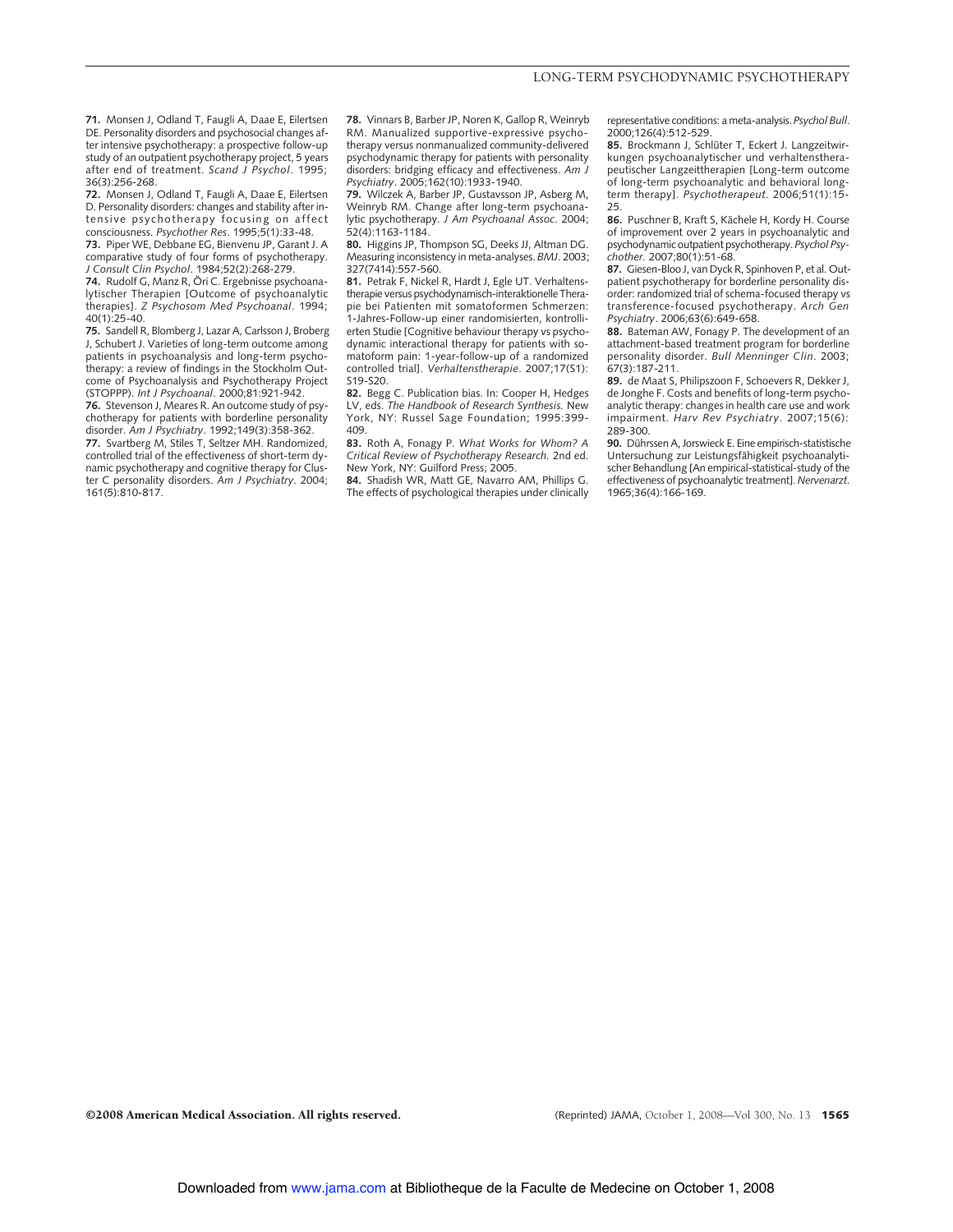**71.** Monsen J, Odland T, Faugli A, Daae E, Eilertsen DE. Personality disorders and psychosocial changes after intensive psychotherapy: a prospective follow-up study of an outpatient psychotherapy project, 5 years after end of treatment. *Scand J Psychol*. 1995;36(3):256-268.

**72.** Monsen J, Odland T, Faugli A, Daae E, Eilertsen D. Personality disorders: changes and stability after intensive psychotherapy focusing on affect consciousness. *Psychother Res*. 1995;5(1):33-48.

**73.** Piper WE, Debbane EG, Bienvenu JP, Garant J. A comparative study of four forms of psychotherapy. *J Consult Clin Psychol*. 1984;52(2):268-279.

**74.** Rudolf G, Manz R, Öri C. Ergebnisse psychoanalytischer Therapien [Outcome of psychoanalytic therapies]. *Z Psychosom Med Psychoanal*. 1994;40(1):25-40.

**75.** Sandell R, Blomberg J, Lazar A, Carlsson J, Broberg J, Schubert J. Varieties of long-term outcome among patients in psychoanalysis and long-term psychotherapy: a review of findings in the Stockholm Outcome of Psychoanalysis and Psychotherapy Project (STOPPP). *Int J Psychoanal*. 2000;81:921-942.

**76.** Stevenson J, Meares R. An outcome study of psychotherapy for patients with borderline personality disorder. *Am J Psychiatry*. 1992;149(3):358-362.

**77.** Svartberg M, Stiles T, Seltzer MH. Randomized, controlled trial of the effectiveness of short-term dynamic psychotherapy and cognitive therapy for Cluster C personality disorders. *Am J Psychiatry*. 2004;161(5):810-817.

**78.** Vinnars B, Barber JP, Noren K, Gallop R, Weinryb RM. Manualized supportive-expressive psychotherapy versus nonmanualized community-delivered psychodynamic therapy for patients with personality disorders: bridging efficacy and effectiveness. *Am J Psychiatry*. 2005;162(10):1933-1940.

**79.** Wilczek A, Barber JP, Gustavsson JP, Asberg M, Weinryb RM. Change after long-term psychoanalytic psychotherapy. *J Am Psychoanal Assoc*. 2004;52(4):1163-1184.

**80.** Higgins JP, Thompson SG, Deeks JJ, Altman DG. Measuring inconsistency in meta-analyses. *BMJ*. 2003;327(7414):557-560.

**81.** Petrak F, Nickel R, Hardt J, Egle UT. Verhaltenstherapie versus psychodynamisch-interaktionelle Therapie bei Patienten mit somatoformen Schmerzen: 1-Jahres-Follow-up einer randomisierten, kontrollierten Studie [Cognitive behaviour therapy vs psychodynamic interactional therapy for patients with somatoform pain: 1-year-follow-up of a randomized controlled trial]. *Verhaltenstherapie*. 2007;17(S1):S19-S20.

**82.** Begg C. Publication bias. In: Cooper H, Hedges LV, eds. *The Handbook of Research Synthesis.* New York, NY: Russel Sage Foundation; 1995:399-409.

**83.** Roth A, Fonagy P. *What Works for Whom? A Critical Review of Psychotherapy Research.* 2nd ed. New York, NY: Guilford Press; 2005.

**84.** Shadish WR, Matt GE, Navarro AM, Phillips G. The effects of psychological therapies under clinically representative conditions: a meta-analysis. *Psychol Bull*. 2000;126(4):512-529.

**85.** Brockmann J, Schlüter T, Eckert J. Langzeitwirkungen psychoanalytischer und verhaltenstherapeutischer Langzeittherapien [Long-term outcome of long-term psychoanalytic and behavioral long-term therapy]. *Psychotherapeut*. 2006;51(1):15-25.

**86.** Puschner B, Kraft S, Kächele H, Kordy H. Course of improvement over 2 years in psychoanalytic and psychodynamic outpatient psychotherapy. *Psychol Psychother.* 2007;80(1):51-68.

**87.** Giesen-Bloo J, van Dyck R, Spinhoven P, et al. Outpatient psychotherapy for borderline personality disorder: randomized trial of schema-focused therapy vs transference-focused psychotherapy. *Arch Gen Psychiatry*. 2006;63(6):649-658.

**88.** Bateman AW, Fonagy P. The development of an attachment-based treatment program for borderline personality disorder. *Bull Menninger Clin*. 2003;67(3):187-211.

**89.** de Maat S, Philipszoon F, Schoevers R, Dekker J, de Jonghe F. Costs and benefits of long-term psychoanalytic therapy: changes in health care use and work impairment. *Harv Rev Psychiatry*. 2007;15(6):289-300.

**90.** Dührssen A, Jorswieck E. Eine empirisch-statistische Untersuchung zur Leistungsfähigkeit psychoanalytischer Behandlung [An empirical-statistical-study of the effectiveness of psychoanalytic treatment]. *Nervenarzt*. 1965;36(4):166-169.